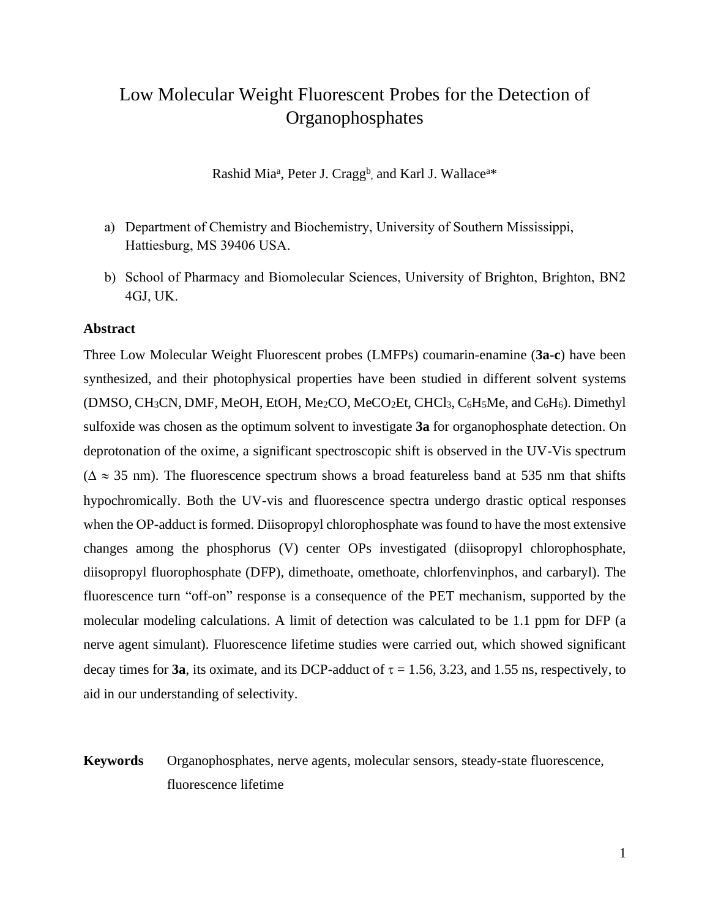# Low Molecular Weight Fluorescent Probes for the Detection of Organophosphates

Rashid Mia[a], Peter J. Cragg[b], and Karl J. Wallace[a]*

a) Department of Chemistry and Biochemistry, University of Southern Mississippi, Hattiesburg, MS 39406 USA.

b) School of Pharmacy and Biomolecular Sciences, University of Brighton, Brighton, BN2 4GJ, UK.

**Abstract**

Three Low Molecular Weight Fluorescent probes (LMFPs) coumarin-enamine (**3a-c**) have been synthesized, and their photophysical properties have been studied in different solvent systems (DMSO, $CH_3CN$, DMF, MeOH, EtOH, $Me_2CO$, $MeCO_2Et$, $CHCl_3$, $C_6H_5Me$, and $C_6H_6$). Dimethyl sulfoxide was chosen as the optimum solvent to investigate **3a** for organophosphate detection. On deprotonation of the oxime, a significant spectroscopic shift is observed in the UV-Vis spectrum ($\Delta \approx 35$ nm). The fluorescence spectrum shows a broad featureless band at 535 nm that shifts hypochromically. Both the UV-vis and fluorescence spectra undergo drastic optical responses when the OP-adduct is formed. Diisopropyl chlorophosphate was found to have the most extensive changes among the phosphorus (V) center OPs investigated (diisopropyl chlorophosphate, diisopropyl fluorophosphate (DFP), dimethoate, omethoate, chlorfenvinphos, and carbaryl). The fluorescence turn "off-on" response is a consequence of the PET mechanism, supported by the molecular modeling calculations. A limit of detection was calculated to be 1.1 ppm for DFP (a nerve agent simulant). Fluorescence lifetime studies were carried out, which showed significant decay times for **3a**, its oximate, and its DCP-adduct of $\tau = 1.56$, 3.23, and 1.55 ns, respectively, to aid in our understanding of selectivity.

**Keywords** Organophosphates, nerve agents, molecular sensors, steady-state fluorescence, fluorescence lifetime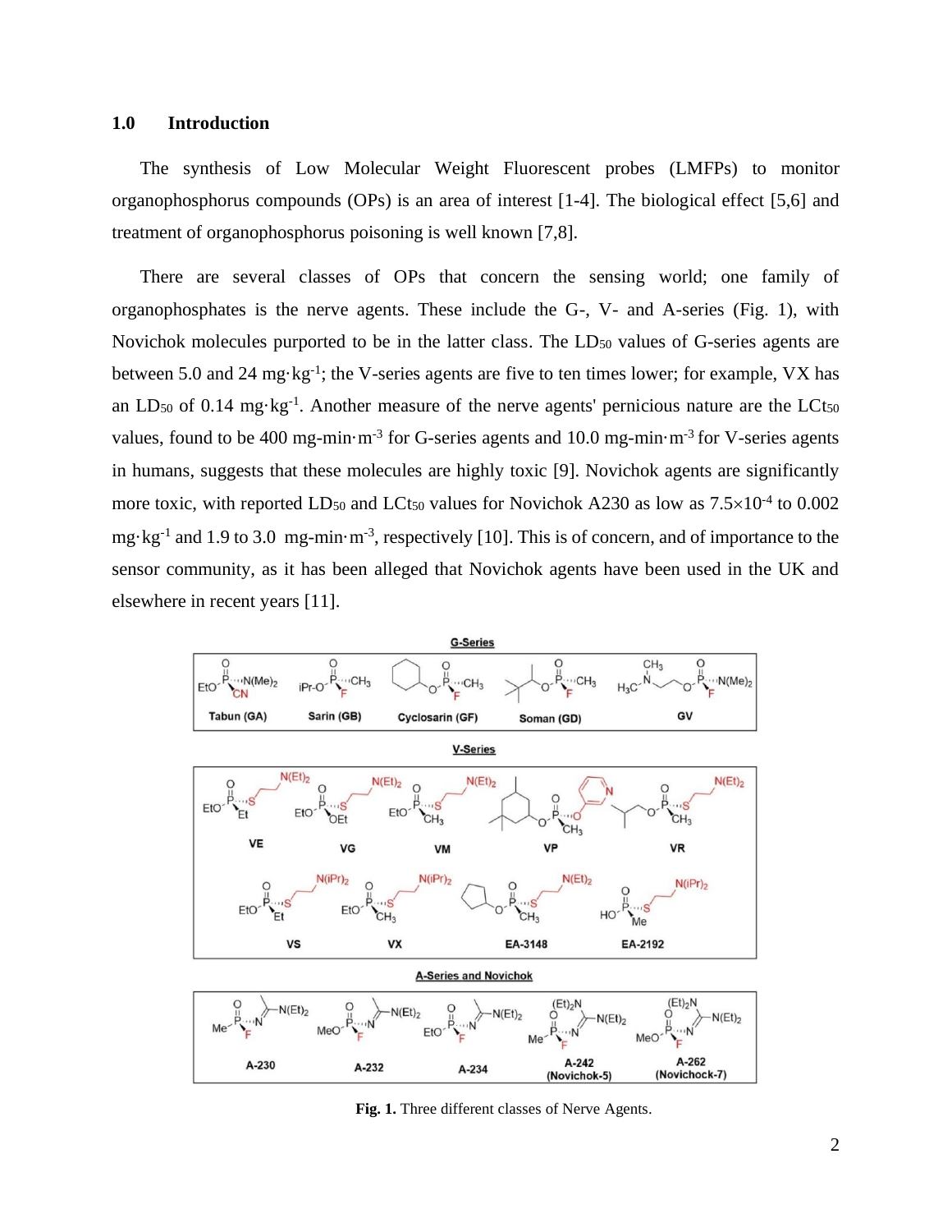## 1.0 Introduction

The synthesis of Low Molecular Weight Fluorescent probes (LMFPs) to monitor organophosphorus compounds (OPs) is an area of interest [1-4]. The biological effect [5,6] and treatment of organophosphorus poisoning is well known [7,8].

There are several classes of OPs that concern the sensing world; one family of organophosphates is the nerve agents. These include the G-, V- and A-series (Fig. 1), with Novichok molecules purported to be in the latter class. The $LD_{50}$ values of G-series agents are between 5.0 and 24 $mg \cdot kg^{-1}$; the V-series agents are five to ten times lower; for example, VX has an $LD_{50}$ of 0.14 $mg \cdot kg^{-1}$. Another measure of the nerve agents' pernicious nature are the $LCt_{50}$ values, found to be 400 $mg\text{-}min \cdot m^{-3}$ for G-series agents and 10.0 $mg\text{-}min \cdot m^{-3}$ for V-series agents in humans, suggests that these molecules are highly toxic [9]. Novichok agents are significantly more toxic, with reported $LD_{50}$ and $LCt_{50}$ values for Novichok A230 as low as $7.5 \times 10^{-4}$ to 0.002 $mg \cdot kg^{-1}$ and 1.9 to 3.0 $mg\text{-}min \cdot m^{-3}$, respectively [10]. This is of concern, and of importance to the sensor community, as it has been alleged that Novichok agents have been used in the UK and elsewhere in recent years [11].

**Fig. 1.** Three different classes of Nerve Agents.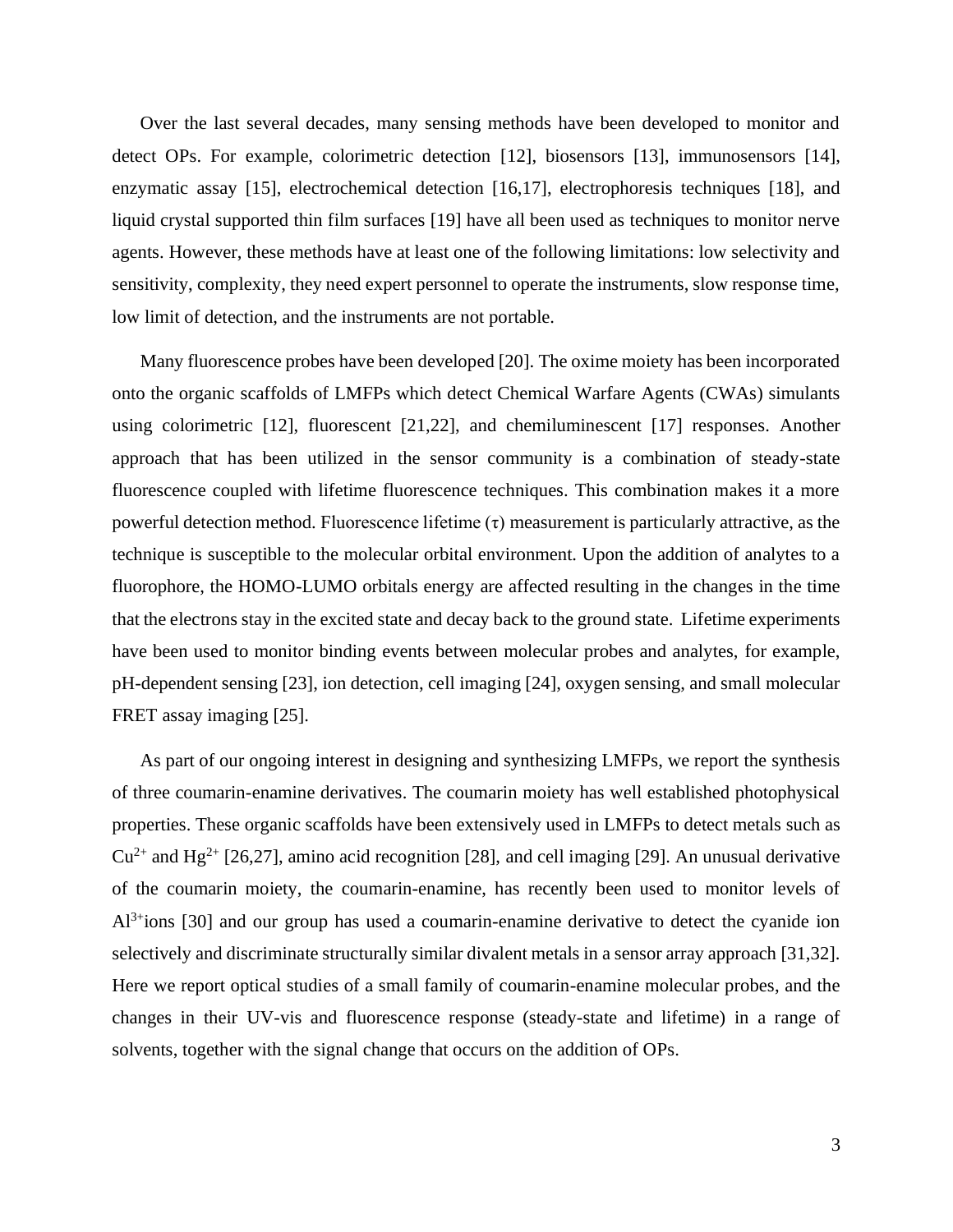Over the last several decades, many sensing methods have been developed to monitor and detect OPs. For example, colorimetric detection [12], biosensors [13], immunosensors [14], enzymatic assay [15], electrochemical detection [16,17], electrophoresis techniques [18], and liquid crystal supported thin film surfaces [19] have all been used as techniques to monitor nerve agents. However, these methods have at least one of the following limitations: low selectivity and sensitivity, complexity, they need expert personnel to operate the instruments, slow response time, low limit of detection, and the instruments are not portable.

Many fluorescence probes have been developed [20]. The oxime moiety has been incorporated onto the organic scaffolds of LMFPs which detect Chemical Warfare Agents (CWAs) simulants using colorimetric [12], fluorescent [21,22], and chemiluminescent [17] responses. Another approach that has been utilized in the sensor community is a combination of steady-state fluorescence coupled with lifetime fluorescence techniques. This combination makes it a more powerful detection method. Fluorescence lifetime ($\tau$) measurement is particularly attractive, as the technique is susceptible to the molecular orbital environment. Upon the addition of analytes to a fluorophore, the HOMO-LUMO orbitals energy are affected resulting in the changes in the time that the electrons stay in the excited state and decay back to the ground state. Lifetime experiments have been used to monitor binding events between molecular probes and analytes, for example, pH-dependent sensing [23], ion detection, cell imaging [24], oxygen sensing, and small molecular FRET assay imaging [25].

As part of our ongoing interest in designing and synthesizing LMFPs, we report the synthesis of three coumarin-enamine derivatives. The coumarin moiety has well established photophysical properties. These organic scaffolds have been extensively used in LMFPs to detect metals such as $Cu^{2+}$ and $Hg^{2+}$ [26,27], amino acid recognition [28], and cell imaging [29]. An unusual derivative of the coumarin moiety, the coumarin-enamine, has recently been used to monitor levels of $Al^{3+}$ions [30] and our group has used a coumarin-enamine derivative to detect the cyanide ion selectively and discriminate structurally similar divalent metals in a sensor array approach [31,32]. Here we report optical studies of a small family of coumarin-enamine molecular probes, and the changes in their UV-vis and fluorescence response (steady-state and lifetime) in a range of solvents, together with the signal change that occurs on the addition of OPs.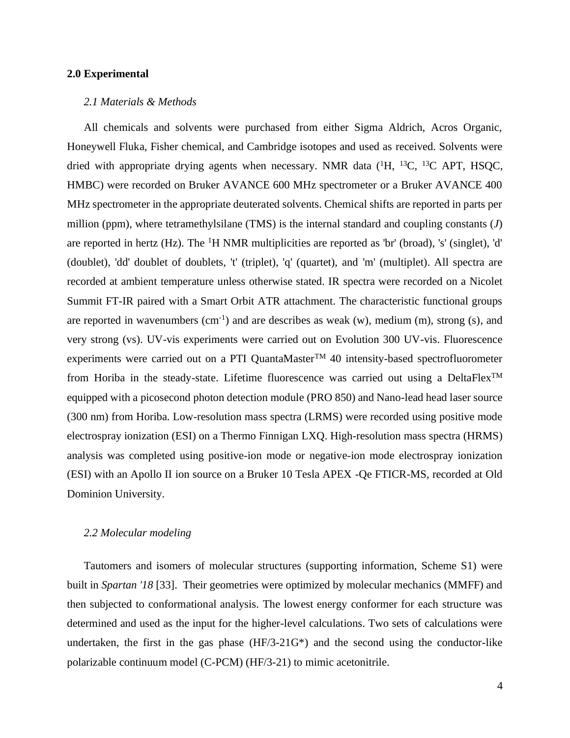## 2.0 Experimental

### *2.1 Materials & Methods*

All chemicals and solvents were purchased from either Sigma Aldrich, Acros Organic, Honeywell Fluka, Fisher chemical, and Cambridge isotopes and used as received. Solvents were dried with appropriate drying agents when necessary. NMR data ($^{1}H$, $^{13}C$, $^{13}C$ APT, HSQC, HMBC) were recorded on Bruker AVANCE 600 MHz spectrometer or a Bruker AVANCE 400 MHz spectrometer in the appropriate deuterated solvents. Chemical shifts are reported in parts per million (ppm), where tetramethylsilane (TMS) is the internal standard and coupling constants ($J$) are reported in hertz (Hz). The $^{1}H$ NMR multiplicities are reported as 'br' (broad), 's' (singlet), 'd' (doublet), 'dd' doublet of doublets, 't' (triplet), 'q' (quartet), and 'm' (multiplet). All spectra are recorded at ambient temperature unless otherwise stated. IR spectra were recorded on a Nicolet Summit FT-IR paired with a Smart Orbit ATR attachment. The characteristic functional groups are reported in wavenumbers ($cm^{-1}$) and are describes as weak (w), medium (m), strong (s), and very strong (vs). UV-vis experiments were carried out on Evolution 300 UV-vis. Fluorescence experiments were carried out on a PTI QuantaMaster$^{TM}$ 40 intensity-based spectrofluorometer from Horiba in the steady-state. Lifetime fluorescence was carried out using a DeltaFlex$^{TM}$ equipped with a picosecond photon detection module (PRO 850) and Nano-lead head laser source (300 nm) from Horiba. Low-resolution mass spectra (LRMS) were recorded using positive mode electrospray ionization (ESI) on a Thermo Finnigan LXQ. High-resolution mass spectra (HRMS) analysis was completed using positive-ion mode or negative-ion mode electrospray ionization (ESI) with an Apollo II ion source on a Bruker 10 Tesla APEX -Qe FTICR-MS, recorded at Old Dominion University.

### *2.2 Molecular modeling*

Tautomers and isomers of molecular structures (supporting information, Scheme S1) were built in *Spartan '18* [33]. Their geometries were optimized by molecular mechanics (MMFF) and then subjected to conformational analysis. The lowest energy conformer for each structure was determined and used as the input for the higher-level calculations. Two sets of calculations were undertaken, the first in the gas phase (HF/3-21G*) and the second using the conductor-like polarizable continuum model (C-PCM) (HF/3-21) to mimic acetonitrile.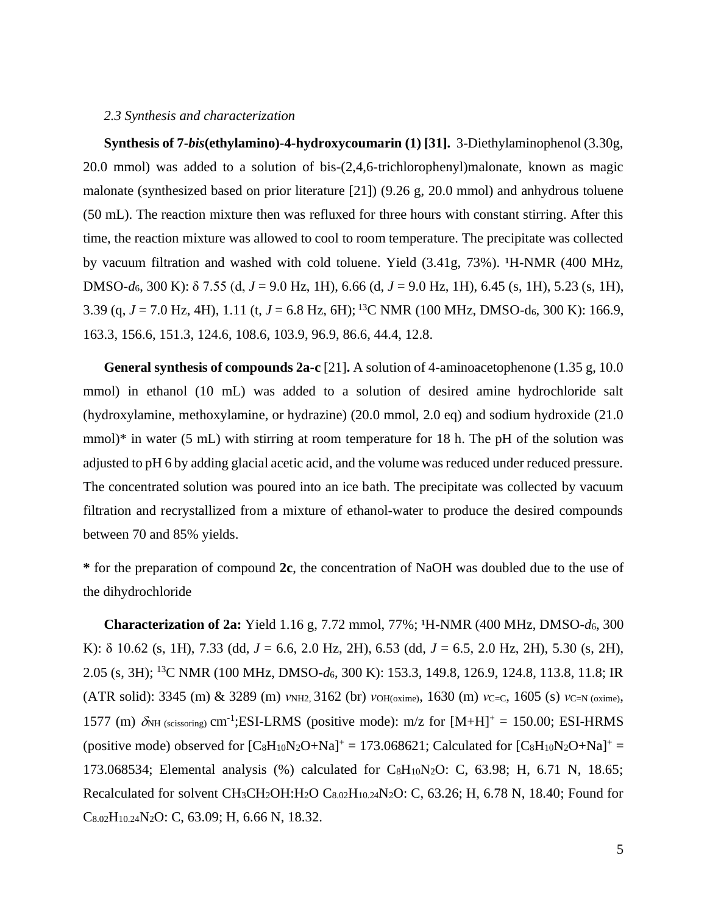*2.3 Synthesis and characterization*

**Synthesis of 7-*bis*(ethylamino)-4-hydroxycoumarin (1) [31].** 3-Diethylaminophenol (3.30g, 20.0 mmol) was added to a solution of bis-(2,4,6-trichlorophenyl)malonate, known as magic malonate (synthesized based on prior literature [21]) (9.26 g, 20.0 mmol) and anhydrous toluene (50 mL). The reaction mixture then was refluxed for three hours with constant stirring. After this time, the reaction mixture was allowed to cool to room temperature. The precipitate was collected by vacuum filtration and washed with cold toluene. Yield (3.41g, 73%). $^{1}$H-NMR (400 MHz, DMSO-$d_6$, 300 K): δ 7.55 (d, $J$ = 9.0 Hz, 1H), 6.66 (d, $J$ = 9.0 Hz, 1H), 6.45 (s, 1H), 5.23 (s, 1H), 3.39 (q, $J$ = 7.0 Hz, 4H), 1.11 (t, $J$ = 6.8 Hz, 6H); $^{13}$C NMR (100 MHz, DMSO-d$_6$, 300 K): 166.9, 163.3, 156.6, 151.3, 124.6, 108.6, 103.9, 96.9, 86.6, 44.4, 12.8.

**General synthesis of compounds 2a-c** [21]**.** A solution of 4-aminoacetophenone (1.35 g, 10.0 mmol) in ethanol (10 mL) was added to a solution of desired amine hydrochloride salt (hydroxylamine, methoxylamine, or hydrazine) (20.0 mmol, 2.0 eq) and sodium hydroxide (21.0 mmol)* in water (5 mL) with stirring at room temperature for 18 h. The pH of the solution was adjusted to pH 6 by adding glacial acetic acid, and the volume was reduced under reduced pressure. The concentrated solution was poured into an ice bath. The precipitate was collected by vacuum filtration and recrystallized from a mixture of ethanol-water to produce the desired compounds between 70 and 85% yields.

**\*** for the preparation of compound **2c**, the concentration of NaOH was doubled due to the use of the dihydrochloride

**Characterization of 2a:** Yield 1.16 g, 7.72 mmol, 77%; $^{1}$H-NMR (400 MHz, DMSO-$d_6$, 300 K): δ 10.62 (s, 1H), 7.33 (dd, $J$ = 6.6, 2.0 Hz, 2H), 6.53 (dd, $J$ = 6.5, 2.0 Hz, 2H), 5.30 (s, 2H), 2.05 (s, 3H); $^{13}$C NMR (100 MHz, DMSO-$d_6$, 300 K): 153.3, 149.8, 126.9, 124.8, 113.8, 11.8; IR (ATR solid): 3345 (m) & 3289 (m) $\nu_{NH2}$, 3162 (br) $\nu_{OH(oxime)}$, 1630 (m) $\nu_{C=C}$, 1605 (s) $\nu_{C=N\ (oxime)}$, 1577 (m) $\delta_{NH\ (scissoring)}$ cm$^{-1}$;ESI-LRMS (positive mode): m/z for [M+H]$^+$ = 150.00; ESI-HRMS (positive mode) observed for [$C_8H_{10}N_2O$+Na]$^+$ = 173.068621; Calculated for [$C_8H_{10}N_2O$+Na]$^+$ = 173.068534; Elemental analysis (%) calculated for $C_8H_{10}N_2O$: C, 63.98; H, 6.71 N, 18.65; Recalculated for solvent $CH_3CH_2OH$:$H_2O$ $C_{8.02}H_{10.24}N_2O$: C, 63.26; H, 6.78 N, 18.40; Found for $C_{8.02}H_{10.24}N_2O$: C, 63.09; H, 6.66 N, 18.32.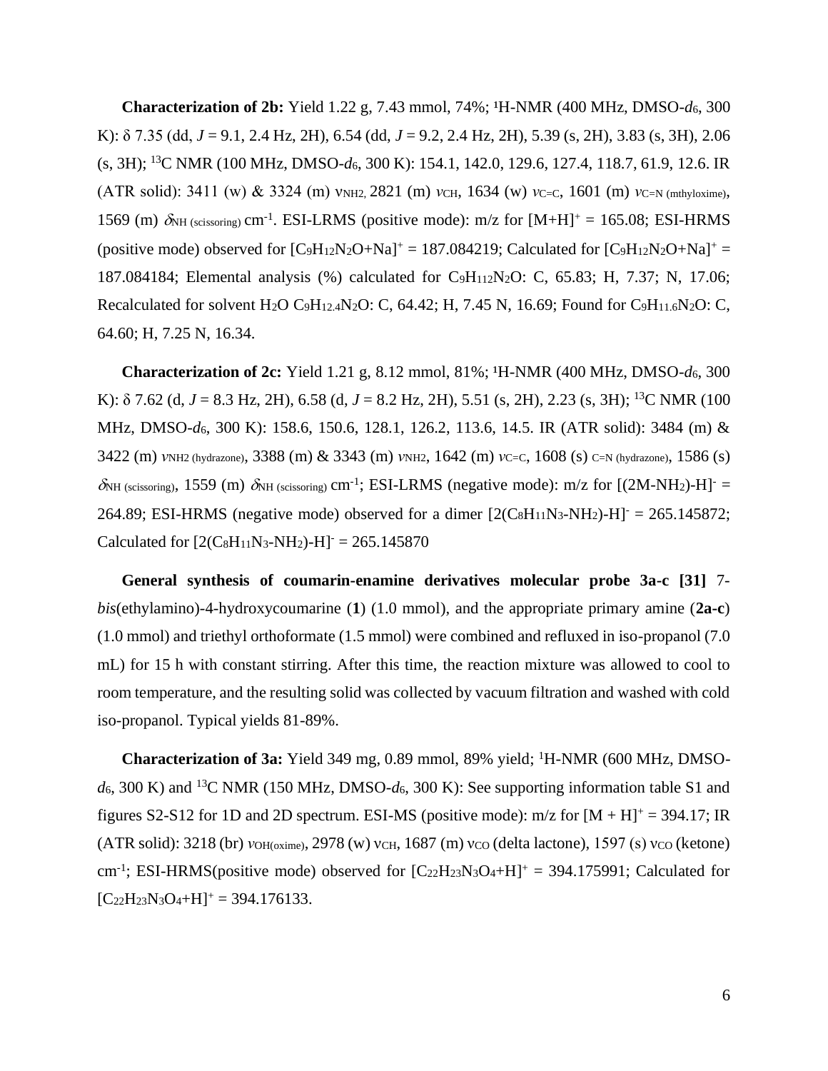**Characterization of 2b:** Yield 1.22 g, 7.43 mmol, 74%; ¹H-NMR (400 MHz, DMSO-$d_6$, 300 K): δ 7.35 (dd, *J* = 9.1, 2.4 Hz, 2H), 6.54 (dd, *J* = 9.2, 2.4 Hz, 2H), 5.39 (s, 2H), 3.83 (s, 3H), 2.06 (s, 3H); $^{13}$C NMR (100 MHz, DMSO-$d_6$, 300 K): 154.1, 142.0, 129.6, 127.4, 118.7, 61.9, 12.6. IR (ATR solid): 3411 (w) & 3324 (m) $\nu_{NH2}$, 2821 (m) $\nu_{CH}$, 1634 (w) $\nu_{C=C}$, 1601 (m) $\nu_{C=N\ (mthyloxime)}$, 1569 (m) $\delta_{NH\ (scissoring)}$ cm$^{-1}$. ESI-LRMS (positive mode): m/z for $[M+H]^+$ = 165.08; ESI-HRMS (positive mode) observed for $[C_9H_{12}N_2O+Na]^+$ = 187.084219; Calculated for $[C_9H_{12}N_2O+Na]^+$ = 187.084184; Elemental analysis (%) calculated for $C_9H_{112}N_2O$: C, 65.83; H, 7.37; N, 17.06; Recalculated for solvent $H_2O$ $C_9H_{12.4}N_2O$: C, 64.42; H, 7.45 N, 16.69; Found for $C_9H_{11.6}N_2O$: C, 64.60; H, 7.25 N, 16.34.

**Characterization of 2c:** Yield 1.21 g, 8.12 mmol, 81%; ¹H-NMR (400 MHz, DMSO-$d_6$, 300 K): δ 7.62 (d, *J* = 8.3 Hz, 2H), 6.58 (d, *J* = 8.2 Hz, 2H), 5.51 (s, 2H), 2.23 (s, 3H); $^{13}$C NMR (100 MHz, DMSO-$d_6$, 300 K): 158.6, 150.6, 128.1, 126.2, 113.6, 14.5. IR (ATR solid): 3484 (m) & 3422 (m) $\nu_{NH2\ (hydrazone)}$, 3388 (m) & 3343 (m) $\nu_{NH2}$, 1642 (m) $\nu_{C=C}$, 1608 (s) $_{C=N\ (hydrazone)}$, 1586 (s) $\delta_{NH\ (scissoring)}$, 1559 (m) $\delta_{NH\ (scissoring)}$ cm$^{-1}$; ESI-LRMS (negative mode): m/z for $[(2M\text{-}NH_2)\text{-}H]^-$ = 264.89; ESI-HRMS (negative mode) observed for a dimer $[2(C_8H_{11}N_3\text{-}NH_2)\text{-}H]^-$ = 265.145872; Calculated for $[2(C_8H_{11}N_3\text{-}NH_2)\text{-}H]^-$ = 265.145870

**General synthesis of coumarin-enamine derivatives molecular probe 3a-c [31]** 7-*bis*(ethylamino)-4-hydroxycoumarine (**1**) (1.0 mmol), and the appropriate primary amine (**2a-c**) (1.0 mmol) and triethyl orthoformate (1.5 mmol) were combined and refluxed in iso-propanol (7.0 mL) for 15 h with constant stirring. After this time, the reaction mixture was allowed to cool to room temperature, and the resulting solid was collected by vacuum filtration and washed with cold iso-propanol. Typical yields 81-89%.

**Characterization of 3a:** Yield 349 mg, 0.89 mmol, 89% yield; ¹H-NMR (600 MHz, DMSO-$d_6$, 300 K) and $^{13}$C NMR (150 MHz, DMSO-$d_6$, 300 K): See supporting information table S1 and figures S2-S12 for 1D and 2D spectrum. ESI-MS (positive mode): m/z for $[M + H]^+$ = 394.17; IR (ATR solid): 3218 (br) $\nu_{OH(oxime)}$, 2978 (w) $\nu_{CH}$, 1687 (m) $\nu_{CO}$ (delta lactone), 1597 (s) $\nu_{CO}$ (ketone) cm$^{-1}$; ESI-HRMS(positive mode) observed for $[C_{22}H_{23}N_3O_4+H]^+$ = 394.175991; Calculated for $[C_{22}H_{23}N_3O_4+H]^+$ = 394.176133.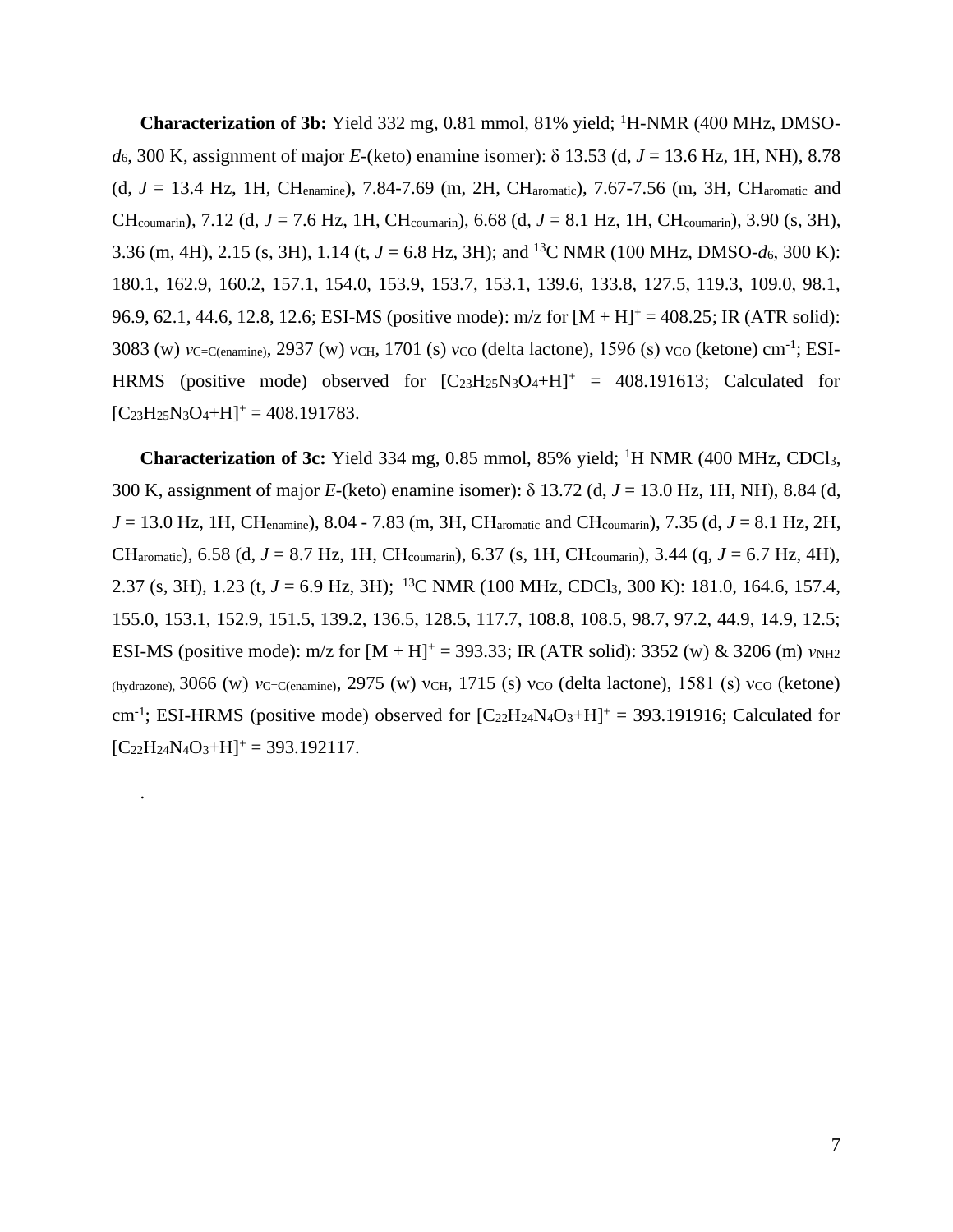**Characterization of 3b:** Yield 332 mg, 0.81 mmol, 81% yield; $^{1}$H-NMR (400 MHz, DMSO-$d_6$, 300 K, assignment of major *E*-(keto) enamine isomer): δ 13.53 (d, *J* = 13.6 Hz, 1H, NH), 8.78 (d, *J* = 13.4 Hz, 1H, $CH_{enamine}$), 7.84-7.69 (m, 2H, $CH_{aromatic}$), 7.67-7.56 (m, 3H, $CH_{aromatic}$ and $CH_{coumarin}$), 7.12 (d, *J* = 7.6 Hz, 1H, $CH_{coumarin}$), 6.68 (d, *J* = 8.1 Hz, 1H, $CH_{coumarin}$), 3.90 (s, 3H), 3.36 (m, 4H), 2.15 (s, 3H), 1.14 (t, *J* = 6.8 Hz, 3H); and $^{13}$C NMR (100 MHz, DMSO-$d_6$, 300 K): 180.1, 162.9, 160.2, 157.1, 154.0, 153.9, 153.7, 153.1, 139.6, 133.8, 127.5, 119.3, 109.0, 98.1, 96.9, 62.1, 44.6, 12.8, 12.6; ESI-MS (positive mode): m/z for $[M + H]^+$ = 408.25; IR (ATR solid): 3083 (w) $\nu_{C=C(enamine)}$, 2937 (w) $\nu_{CH}$, 1701 (s) $\nu_{CO}$ (delta lactone), 1596 (s) $\nu_{CO}$ (ketone) $cm^{-1}$; ESI-HRMS (positive mode) observed for $[C_{23}H_{25}N_3O_4+H]^+$ = 408.191613; Calculated for $[C_{23}H_{25}N_3O_4+H]^+$ = 408.191783.

**Characterization of 3c:** Yield 334 mg, 0.85 mmol, 85% yield; $^{1}$H NMR (400 MHz, $CDCl_3$, 300 K, assignment of major *E*-(keto) enamine isomer): δ 13.72 (d, *J* = 13.0 Hz, 1H, NH), 8.84 (d, *J* = 13.0 Hz, 1H, $CH_{enamine}$), 8.04 - 7.83 (m, 3H, $CH_{aromatic}$ and $CH_{coumarin}$), 7.35 (d, *J* = 8.1 Hz, 2H, $CH_{aromatic}$), 6.58 (d, *J* = 8.7 Hz, 1H, $CH_{coumarin}$), 6.37 (s, 1H, $CH_{coumarin}$), 3.44 (q, *J* = 6.7 Hz, 4H), 2.37 (s, 3H), 1.23 (t, *J* = 6.9 Hz, 3H); $^{13}$C NMR (100 MHz, $CDCl_3$, 300 K): 181.0, 164.6, 157.4, 155.0, 153.1, 152.9, 151.5, 139.2, 136.5, 128.5, 117.7, 108.8, 108.5, 98.7, 97.2, 44.9, 14.9, 12.5; ESI-MS (positive mode): m/z for $[M + H]^+$ = 393.33; IR (ATR solid): 3352 (w) & 3206 (m) $\nu_{NH2\,(hydrazone)}$, 3066 (w) $\nu_{C=C(enamine)}$, 2975 (w) $\nu_{CH}$, 1715 (s) $\nu_{CO}$ (delta lactone), 1581 (s) $\nu_{CO}$ (ketone) $cm^{-1}$; ESI-HRMS (positive mode) observed for $[C_{22}H_{24}N_4O_3+H]^+$ = 393.191916; Calculated for $[C_{22}H_{24}N_4O_3+H]^+$ = 393.192117.

.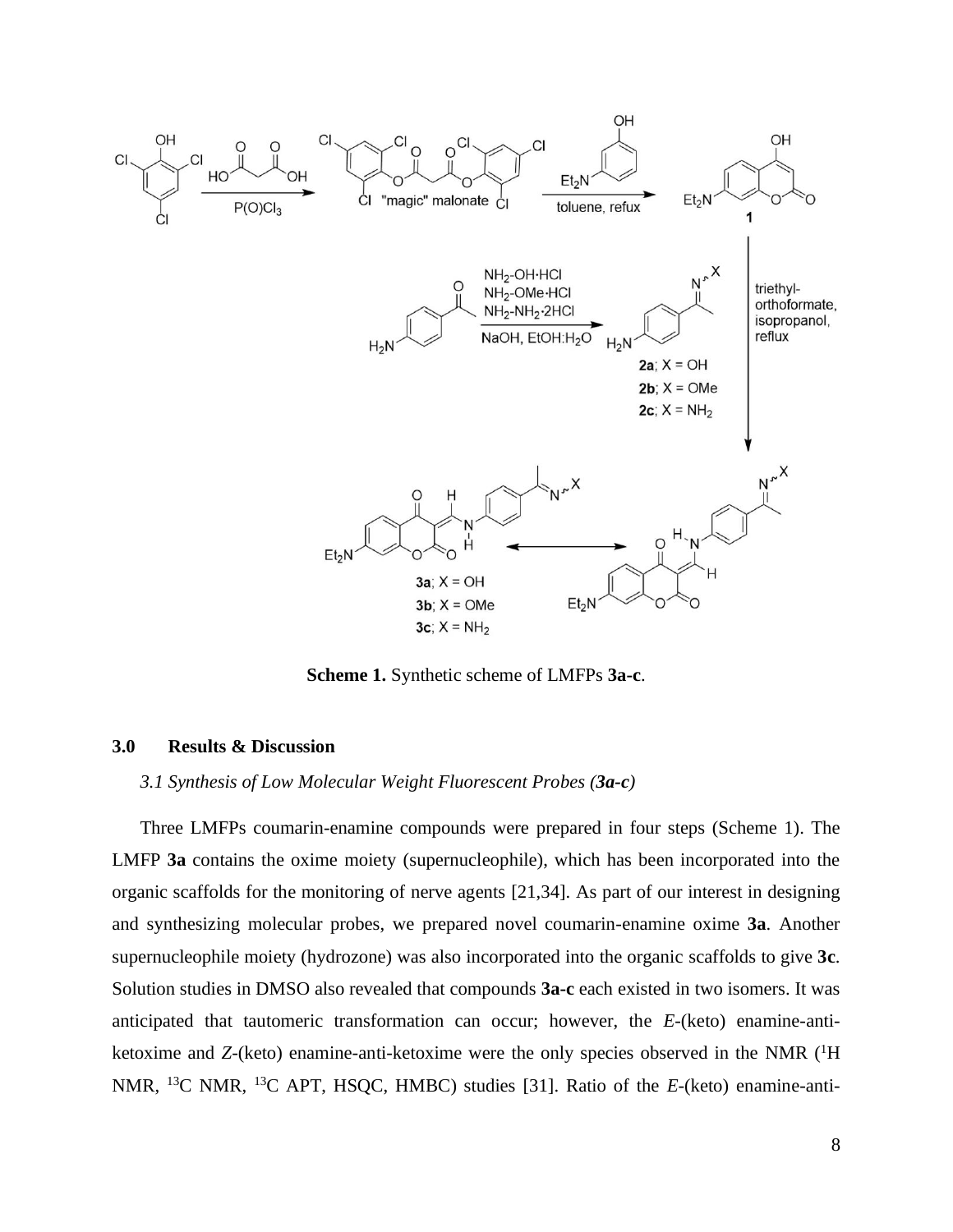**Scheme 1.** Synthetic scheme of LMFPs **3a-c**.

## 3.0 Results & Discussion

### *3.1 Synthesis of Low Molecular Weight Fluorescent Probes (3a-c)*

Three LMFPs coumarin-enamine compounds were prepared in four steps (Scheme 1). The LMFP **3a** contains the oxime moiety (supernucleophile), which has been incorporated into the organic scaffolds for the monitoring of nerve agents [21,34]. As part of our interest in designing and synthesizing molecular probes, we prepared novel coumarin-enamine oxime **3a**. Another supernucleophile moiety (hydrozone) was also incorporated into the organic scaffolds to give **3c**. Solution studies in DMSO also revealed that compounds **3a-c** each existed in two isomers. It was anticipated that tautomeric transformation can occur; however, the *E*-(keto) enamine-anti-ketoxime and *Z*-(keto) enamine-anti-ketoxime were the only species observed in the NMR ($^{1}$H NMR, $^{13}$C NMR, $^{13}$C APT, HSQC, HMBC) studies [31]. Ratio of the *E*-(keto) enamine-anti-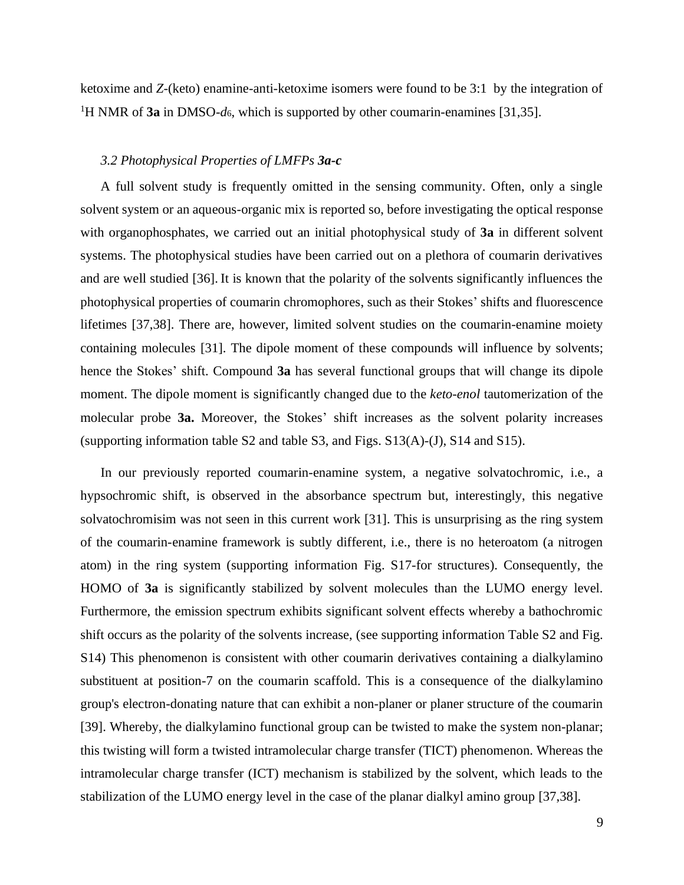ketoxime and *Z*-(keto) enamine-anti-ketoxime isomers were found to be 3:1 by the integration of $^{1}$H NMR of **3a** in DMSO-$d_6$, which is supported by other coumarin-enamines [31,35].

### *3.2 Photophysical Properties of LMFPs **3a-c***

A full solvent study is frequently omitted in the sensing community. Often, only a single solvent system or an aqueous-organic mix is reported so, before investigating the optical response with organophosphates, we carried out an initial photophysical study of **3a** in different solvent systems. The photophysical studies have been carried out on a plethora of coumarin derivatives and are well studied [36]. It is known that the polarity of the solvents significantly influences the photophysical properties of coumarin chromophores, such as their Stokes' shifts and fluorescence lifetimes [37,38]. There are, however, limited solvent studies on the coumarin-enamine moiety containing molecules [31]. The dipole moment of these compounds will influence by solvents; hence the Stokes' shift. Compound **3a** has several functional groups that will change its dipole moment. The dipole moment is significantly changed due to the *keto-enol* tautomerization of the molecular probe **3a.** Moreover, the Stokes' shift increases as the solvent polarity increases (supporting information table S2 and table S3, and Figs. S13(A)-(J), S14 and S15).

In our previously reported coumarin-enamine system, a negative solvatochromic, i.e., a hypsochromic shift, is observed in the absorbance spectrum but, interestingly, this negative solvatochromisim was not seen in this current work [31]. This is unsurprising as the ring system of the coumarin-enamine framework is subtly different, i.e., there is no heteroatom (a nitrogen atom) in the ring system (supporting information Fig. S17-for structures). Consequently, the HOMO of **3a** is significantly stabilized by solvent molecules than the LUMO energy level. Furthermore, the emission spectrum exhibits significant solvent effects whereby a bathochromic shift occurs as the polarity of the solvents increase, (see supporting information Table S2 and Fig. S14) This phenomenon is consistent with other coumarin derivatives containing a dialkylamino substituent at position-7 on the coumarin scaffold. This is a consequence of the dialkylamino group's electron-donating nature that can exhibit a non-planer or planer structure of the coumarin [39]. Whereby, the dialkylamino functional group can be twisted to make the system non-planar; this twisting will form a twisted intramolecular charge transfer (TICT) phenomenon. Whereas the intramolecular charge transfer (ICT) mechanism is stabilized by the solvent, which leads to the stabilization of the LUMO energy level in the case of the planar dialkyl amino group [37,38].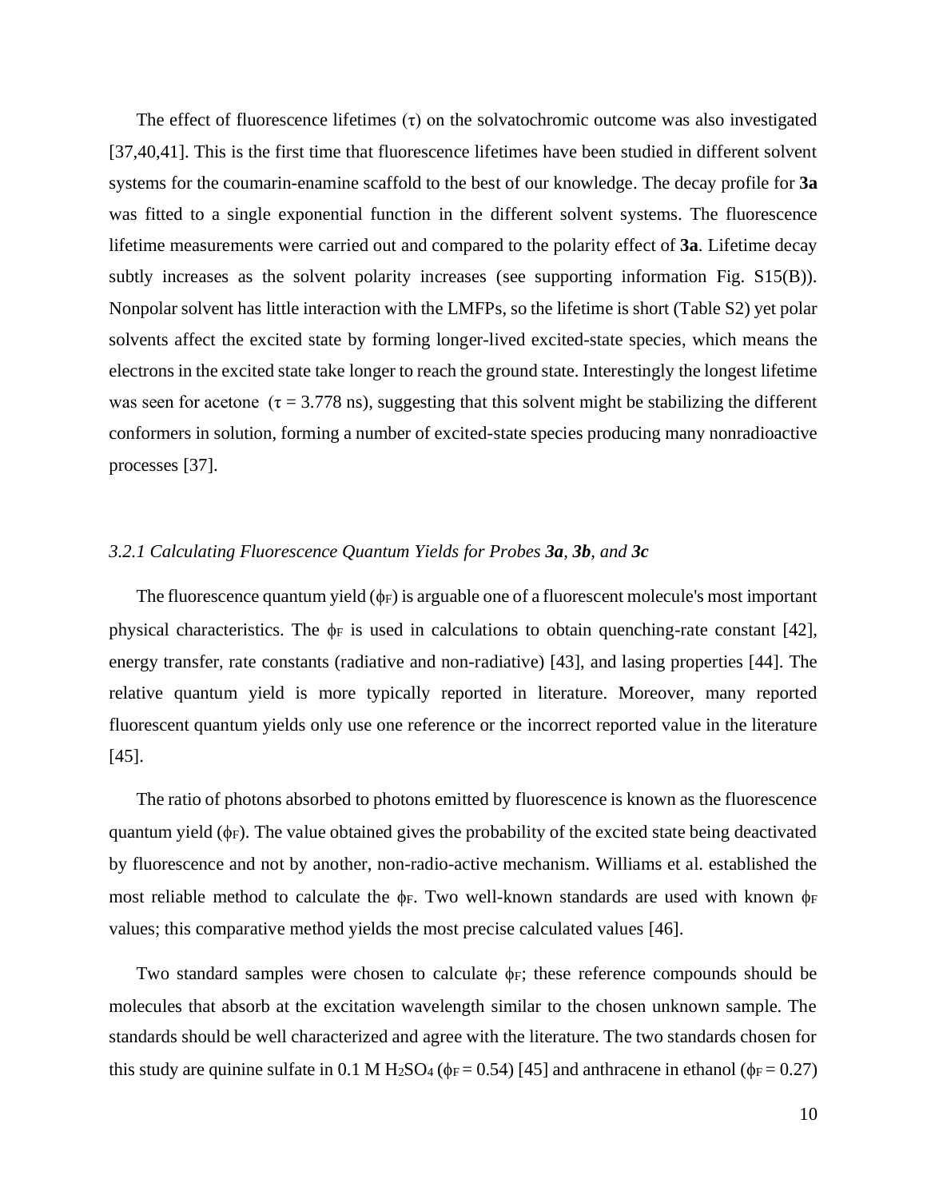The effect of fluorescence lifetimes (τ) on the solvatochromic outcome was also investigated [37,40,41]. This is the first time that fluorescence lifetimes have been studied in different solvent systems for the coumarin-enamine scaffold to the best of our knowledge. The decay profile for **3a** was fitted to a single exponential function in the different solvent systems. The fluorescence lifetime measurements were carried out and compared to the polarity effect of **3a**. Lifetime decay subtly increases as the solvent polarity increases (see supporting information Fig. S15(B)). Nonpolar solvent has little interaction with the LMFPs, so the lifetime is short (Table S2) yet polar solvents affect the excited state by forming longer-lived excited-state species, which means the electrons in the excited state take longer to reach the ground state. Interestingly the longest lifetime was seen for acetone (τ = 3.778 ns), suggesting that this solvent might be stabilizing the different conformers in solution, forming a number of excited-state species producing many nonradioactive processes [37].

### *3.2.1 Calculating Fluorescence Quantum Yields for Probes **3a**, **3b**, and **3c***

The fluorescence quantum yield ($\phi_F$) is arguable one of a fluorescent molecule's most important physical characteristics. The $\phi_F$ is used in calculations to obtain quenching-rate constant [42], energy transfer, rate constants (radiative and non-radiative) [43], and lasing properties [44]. The relative quantum yield is more typically reported in literature. Moreover, many reported fluorescent quantum yields only use one reference or the incorrect reported value in the literature [45].

The ratio of photons absorbed to photons emitted by fluorescence is known as the fluorescence quantum yield ($\phi_F$). The value obtained gives the probability of the excited state being deactivated by fluorescence and not by another, non-radio-active mechanism. Williams et al. established the most reliable method to calculate the $\phi_F$. Two well-known standards are used with known $\phi_F$ values; this comparative method yields the most precise calculated values [46].

Two standard samples were chosen to calculate $\phi_F$; these reference compounds should be molecules that absorb at the excitation wavelength similar to the chosen unknown sample. The standards should be well characterized and agree with the literature. The two standards chosen for this study are quinine sulfate in 0.1 M $H_2SO_4$ ($\phi_F = 0.54$) [45] and anthracene in ethanol ($\phi_F = 0.27$)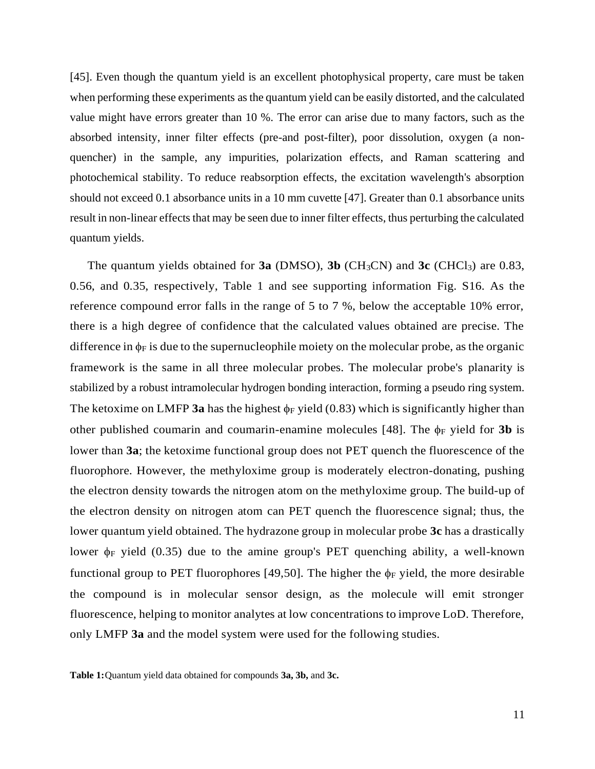[45]. Even though the quantum yield is an excellent photophysical property, care must be taken when performing these experiments as the quantum yield can be easily distorted, and the calculated value might have errors greater than 10 %. The error can arise due to many factors, such as the absorbed intensity, inner filter effects (pre-and post-filter), poor dissolution, oxygen (a non-quencher) in the sample, any impurities, polarization effects, and Raman scattering and photochemical stability. To reduce reabsorption effects, the excitation wavelength's absorption should not exceed 0.1 absorbance units in a 10 mm cuvette [47]. Greater than 0.1 absorbance units result in non-linear effects that may be seen due to inner filter effects, thus perturbing the calculated quantum yields.

The quantum yields obtained for **3a** (DMSO), **3b** ($CH_3CN$) and **3c** ($CHCl_3$) are 0.83, 0.56, and 0.35, respectively, Table 1 and see supporting information Fig. S16. As the reference compound error falls in the range of 5 to 7 %, below the acceptable 10% error, there is a high degree of confidence that the calculated values obtained are precise. The difference in $\phi_F$ is due to the supernucleophile moiety on the molecular probe, as the organic framework is the same in all three molecular probes. The molecular probe's planarity is stabilized by a robust intramolecular hydrogen bonding interaction, forming a pseudo ring system. The ketoxime on LMFP **3a** has the highest $\phi_F$ yield (0.83) which is significantly higher than other published coumarin and coumarin-enamine molecules [48]. The $\phi_F$ yield for **3b** is lower than **3a**; the ketoxime functional group does not PET quench the fluorescence of the fluorophore. However, the methyloxime group is moderately electron-donating, pushing the electron density towards the nitrogen atom on the methyloxime group. The build-up of the electron density on nitrogen atom can PET quench the fluorescence signal; thus, the lower quantum yield obtained. The hydrazone group in molecular probe **3c** has a drastically lower $\phi_F$ yield (0.35) due to the amine group's PET quenching ability, a well-known functional group to PET fluorophores [49,50]. The higher the $\phi_F$ yield, the more desirable the compound is in molecular sensor design, as the molecule will emit stronger fluorescence, helping to monitor analytes at low concentrations to improve LoD. Therefore, only LMFP **3a** and the model system were used for the following studies.

**Table 1:** Quantum yield data obtained for compounds **3a, 3b,** and **3c.**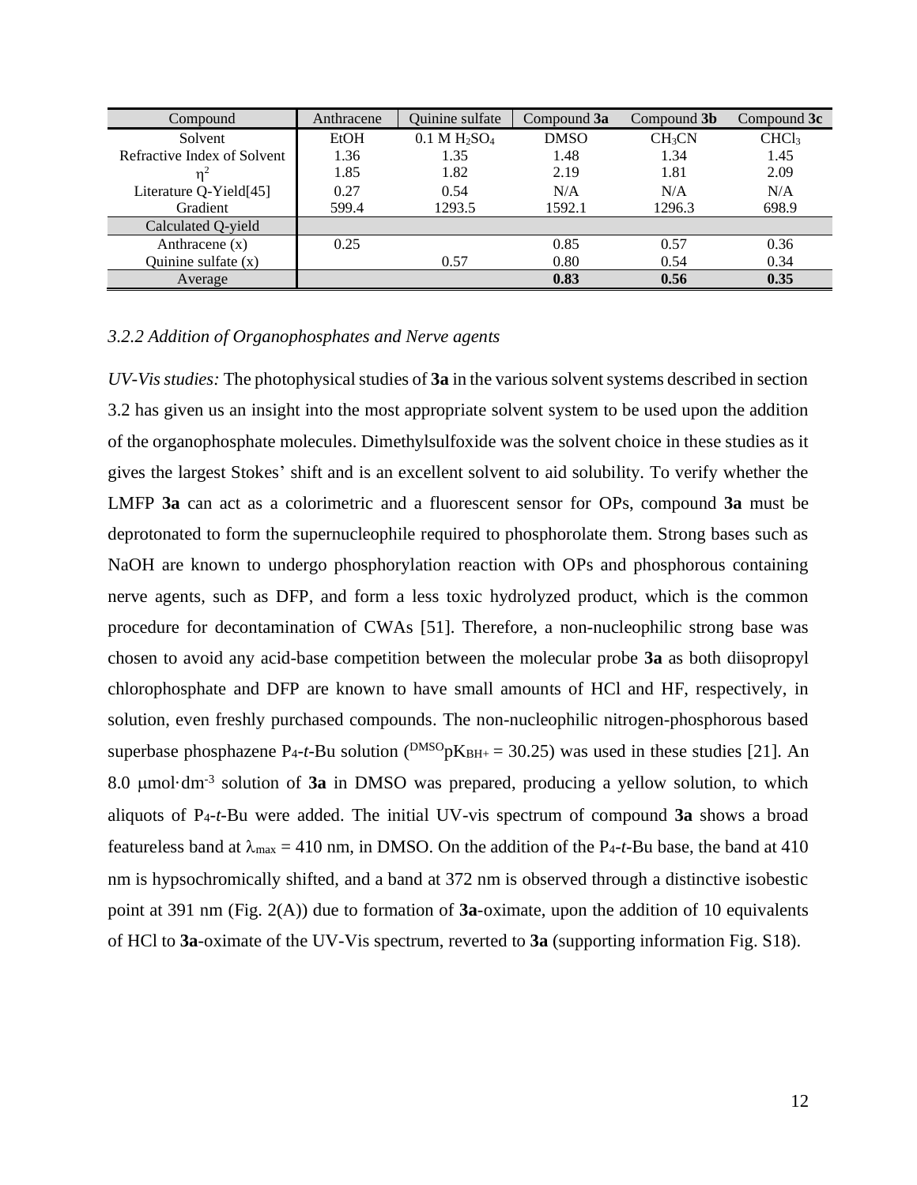| Compound | Anthracene | Quinine sulfate | Compound **3a** | Compound **3b** | Compound **3c** |
|---|---|---|---|---|---|
| Solvent | EtOH | 0.1 M $H_2SO_4$ | DMSO | $CH_3CN$ | $CHCl_3$ |
| Refractive Index of Solvent | 1.36 | 1.35 | 1.48 | 1.34 | 1.45 |
| $\eta^2$ | 1.85 | 1.82 | 2.19 | 1.81 | 2.09 |
| Literature Q-Yield[45] | 0.27 | 0.54 | N/A | N/A | N/A |
| Gradient | 599.4 | 1293.5 | 1592.1 | 1296.3 | 698.9 |
| Calculated Q-yield | | | | | |
| Anthracene (x) | 0.25 | | 0.85 | 0.57 | 0.36 |
| Quinine sulfate (x) | | 0.57 | 0.80 | 0.54 | 0.34 |
| Average | | | **0.83** | **0.56** | **0.35** |

### *3.2.2 Addition of Organophosphates and Nerve agents*

*UV-Vis studies:* The photophysical studies of **3a** in the various solvent systems described in section 3.2 has given us an insight into the most appropriate solvent system to be used upon the addition of the organophosphate molecules. Dimethylsulfoxide was the solvent choice in these studies as it gives the largest Stokes' shift and is an excellent solvent to aid solubility. To verify whether the LMFP **3a** can act as a colorimetric and a fluorescent sensor for OPs, compound **3a** must be deprotonated to form the supernucleophile required to phosphorolate them. Strong bases such as NaOH are known to undergo phosphorylation reaction with OPs and phosphorous containing nerve agents, such as DFP, and form a less toxic hydrolyzed product, which is the common procedure for decontamination of CWAs [51]. Therefore, a non-nucleophilic strong base was chosen to avoid any acid-base competition between the molecular probe **3a** as both diisopropyl chlorophosphate and DFP are known to have small amounts of HCl and HF, respectively, in solution, even freshly purchased compounds. The non-nucleophilic nitrogen-phosphorous based superbase phosphazene $P_4$-*t*-Bu solution ($^{DMSO}pK_{BH+} = 30.25$) was used in these studies [21]. An 8.0 $\mu$mol·dm$^{-3}$ solution of **3a** in DMSO was prepared, producing a yellow solution, to which aliquots of $P_4$-*t*-Bu were added. The initial UV-vis spectrum of compound **3a** shows a broad featureless band at $\lambda_{max} = 410$ nm, in DMSO. On the addition of the $P_4$-*t*-Bu base, the band at 410 nm is hypsochromically shifted, and a band at 372 nm is observed through a distinctive isobestic point at 391 nm (Fig. 2(A)) due to formation of **3a**-oximate, upon the addition of 10 equivalents of HCl to **3a**-oximate of the UV-Vis spectrum, reverted to **3a** (supporting information Fig. S18).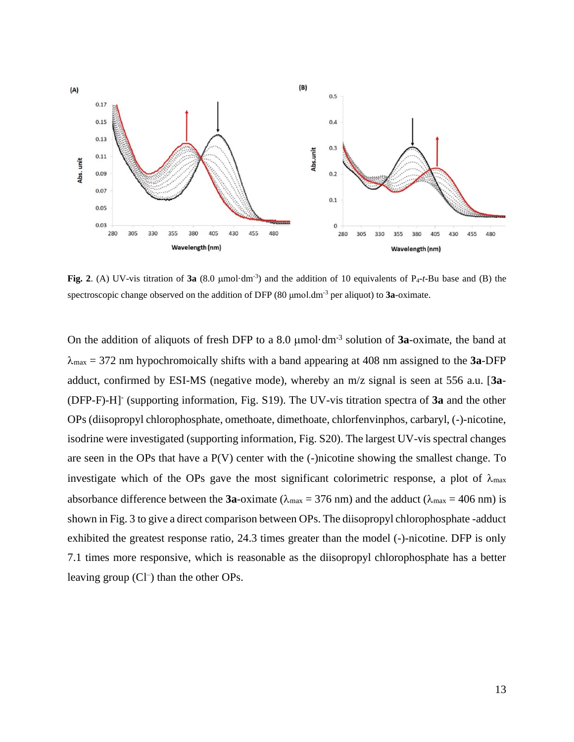**Fig. 2**. (A) UV-vis titration of **3a** (8.0 μmol·dm$^{-3}$) and the addition of 10 equivalents of $P_4$-*t*-Bu base and (B) the spectroscopic change observed on the addition of DFP (80 μmol.dm$^{-3}$ per aliquot) to **3a**-oximate.

On the addition of aliquots of fresh DFP to a 8.0 μmol·dm$^{-3}$ solution of **3a**-oximate, the band at $\lambda_{max}$ = 372 nm hypochromoically shifts with a band appearing at 408 nm assigned to the **3a**-DFP adduct, confirmed by ESI-MS (negative mode), whereby an m/z signal is seen at 556 a.u. [**3a**-(DFP-F)-H]$^-$ (supporting information, Fig. S19). The UV-vis titration spectra of **3a** and the other OPs (diisopropyl chlorophosphate, omethoate, dimethoate, chlorfenvinphos, carbaryl, (-)-nicotine, isodrine were investigated (supporting information, Fig. S20). The largest UV-vis spectral changes are seen in the OPs that have a P(V) center with the (-)nicotine showing the smallest change. To investigate which of the OPs gave the most significant colorimetric response, a plot of $\lambda_{max}$ absorbance difference between the **3a**-oximate ($\lambda_{max}$ = 376 nm) and the adduct ($\lambda_{max}$ = 406 nm) is shown in Fig. 3 to give a direct comparison between OPs. The diisopropyl chlorophosphate -adduct exhibited the greatest response ratio, 24.3 times greater than the model (-)-nicotine. DFP is only 7.1 times more responsive, which is reasonable as the diisopropyl chlorophosphate has a better leaving group ($Cl^-$) than the other OPs.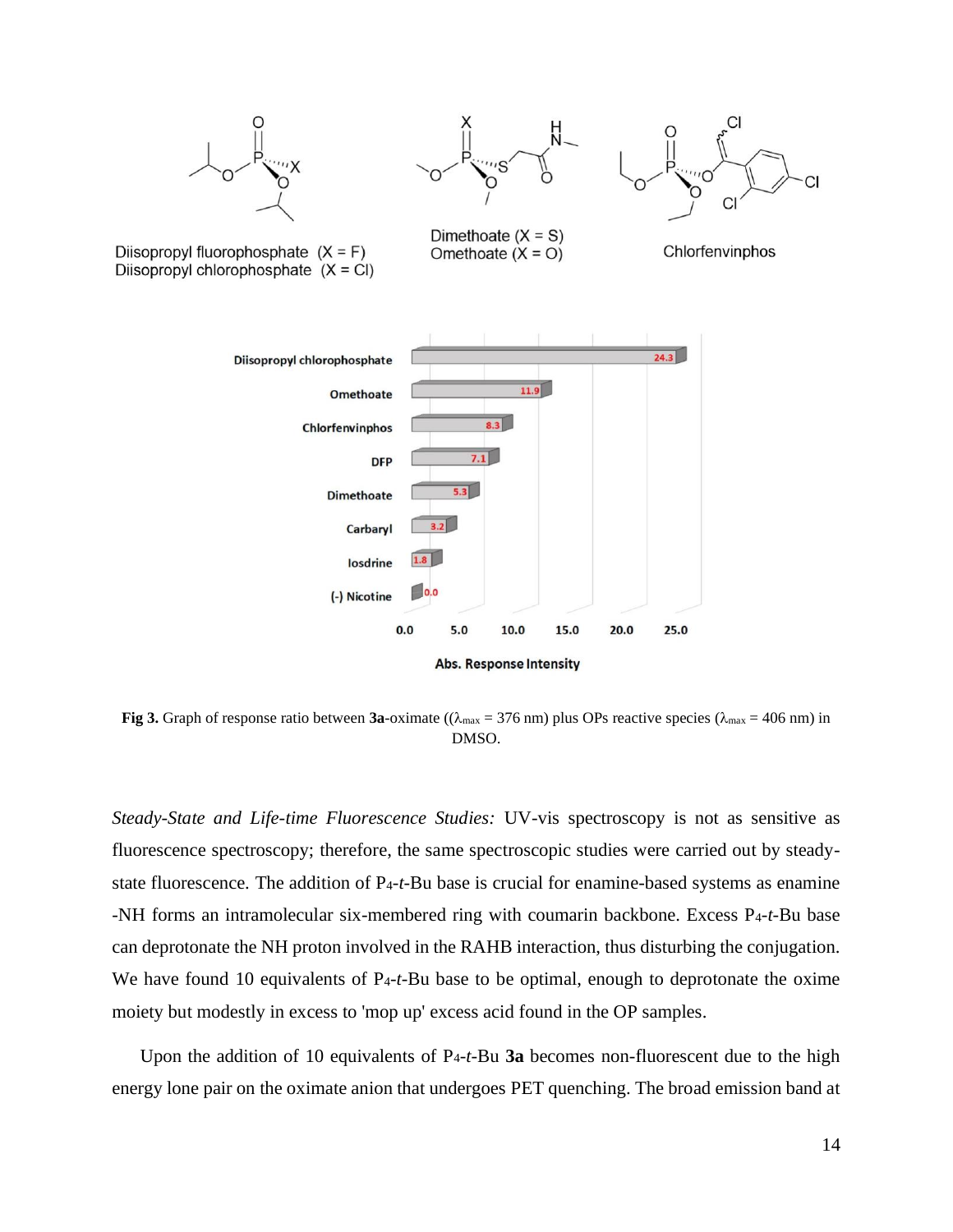Diisopropyl fluorophosphate (X = F)
Diisopropyl chlorophosphate (X = Cl)

Dimethoate (X = S)
Omethoate (X = O)

Chlorfenvinphos

| Compound | Abs. Response Intensity |
| --- | --- |
| Diisopropyl chlorophosphate | 24.3 |
| Omethoate | 11.9 |
| Chlorfenvinphos | 8.3 |
| DFP | 7.1 |
| Dimethoate | 5.3 |
| Carbaryl | 3.2 |
| Iosdrine | 1.8 |
| (-) Nicotine | 0.0 |

**Fig 3.** Graph of response ratio between **3a**-oximate (($\lambda_{max}$ = 376 nm) plus OPs reactive species ($\lambda_{max}$ = 406 nm) in DMSO.

*Steady-State and Life-time Fluorescence Studies:* UV-vis spectroscopy is not as sensitive as fluorescence spectroscopy; therefore, the same spectroscopic studies were carried out by steady-state fluorescence. The addition of $P_4$-*t*-Bu base is crucial for enamine-based systems as enamine -NH forms an intramolecular six-membered ring with coumarin backbone. Excess $P_4$-*t*-Bu base can deprotonate the NH proton involved in the RAHB interaction, thus disturbing the conjugation. We have found 10 equivalents of $P_4$-*t*-Bu base to be optimal, enough to deprotonate the oxime moiety but modestly in excess to 'mop up' excess acid found in the OP samples.

Upon the addition of 10 equivalents of $P_4$-*t*-Bu **3a** becomes non-fluorescent due to the high energy lone pair on the oximate anion that undergoes PET quenching. The broad emission band at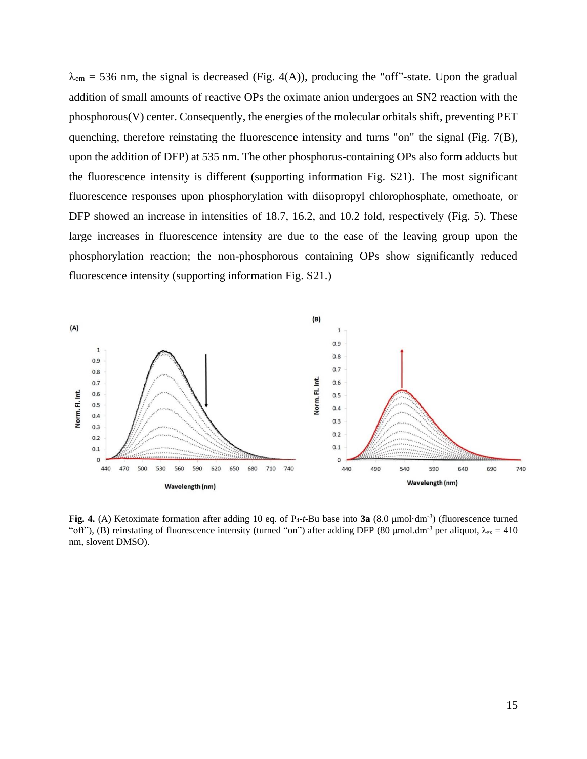$\lambda_{em}$ = 536 nm, the signal is decreased (Fig. 4(A)), producing the "off"-state. Upon the gradual addition of small amounts of reactive OPs the oximate anion undergoes an SN2 reaction with the phosphorous(V) center. Consequently, the energies of the molecular orbitals shift, preventing PET quenching, therefore reinstating the fluorescence intensity and turns "on" the signal (Fig. 7(B), upon the addition of DFP) at 535 nm. The other phosphorus-containing OPs also form adducts but the fluorescence intensity is different (supporting information Fig. S21). The most significant fluorescence responses upon phosphorylation with diisopropyl chlorophosphate, omethoate, or DFP showed an increase in intensities of 18.7, 16.2, and 10.2 fold, respectively (Fig. 5). These large increases in fluorescence intensity are due to the ease of the leaving group upon the phosphorylation reaction; the non-phosphorous containing OPs show significantly reduced fluorescence intensity (supporting information Fig. S21.)

**Fig. 4.** (A) Ketoximate formation after adding 10 eq. of $P_4$-*t*-Bu base into **3a** (8.0 μmol·dm$^{-3}$) (fluorescence turned "off"), (B) reinstating of fluorescence intensity (turned "on") after adding DFP (80 μmol.dm$^{-3}$ per aliquot, $\lambda_{ex}$ = 410 nm, slovent DMSO).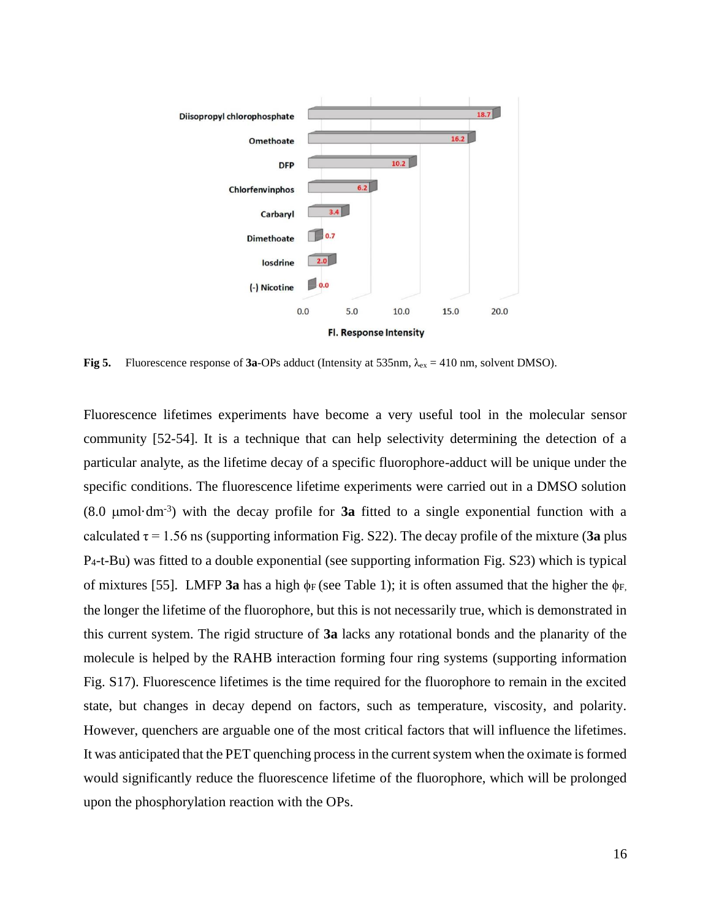| Analyte | Fl. Response Intensity |
|---|---|
| Diisopropyl chlorophosphate | 18.7 |
| Omethoate | 16.2 |
| DFP | 10.2 |
| Chlorfenvinphos | 6.2 |
| Carbaryl | 3.4 |
| Dimethoate | 0.7 |
| Iosdrine | 2.0 |
| (-) Nicotine | 0.0 |

**Fig 5.** Fluorescence response of **3a**-OPs adduct (Intensity at 535nm, $\lambda_{ex}$ = 410 nm, solvent DMSO).

Fluorescence lifetimes experiments have become a very useful tool in the molecular sensor community [52-54]. It is a technique that can help selectivity determining the detection of a particular analyte, as the lifetime decay of a specific fluorophore-adduct will be unique under the specific conditions. The fluorescence lifetime experiments were carried out in a DMSO solution (8.0 $\mu$mol·dm$^{-3}$) with the decay profile for **3a** fitted to a single exponential function with a calculated $\tau$ = 1.56 ns (supporting information Fig. S22). The decay profile of the mixture (**3a** plus $P_4$-t-Bu) was fitted to a double exponential (see supporting information Fig. S23) which is typical of mixtures [55]. LMFP **3a** has a high $\phi_F$ (see Table 1); it is often assumed that the higher the $\phi_F$, the longer the lifetime of the fluorophore, but this is not necessarily true, which is demonstrated in this current system. The rigid structure of **3a** lacks any rotational bonds and the planarity of the molecule is helped by the RAHB interaction forming four ring systems (supporting information Fig. S17). Fluorescence lifetimes is the time required for the fluorophore to remain in the excited state, but changes in decay depend on factors, such as temperature, viscosity, and polarity. However, quenchers are arguable one of the most critical factors that will influence the lifetimes. It was anticipated that the PET quenching process in the current system when the oximate is formed would significantly reduce the fluorescence lifetime of the fluorophore, which will be prolonged upon the phosphorylation reaction with the OPs.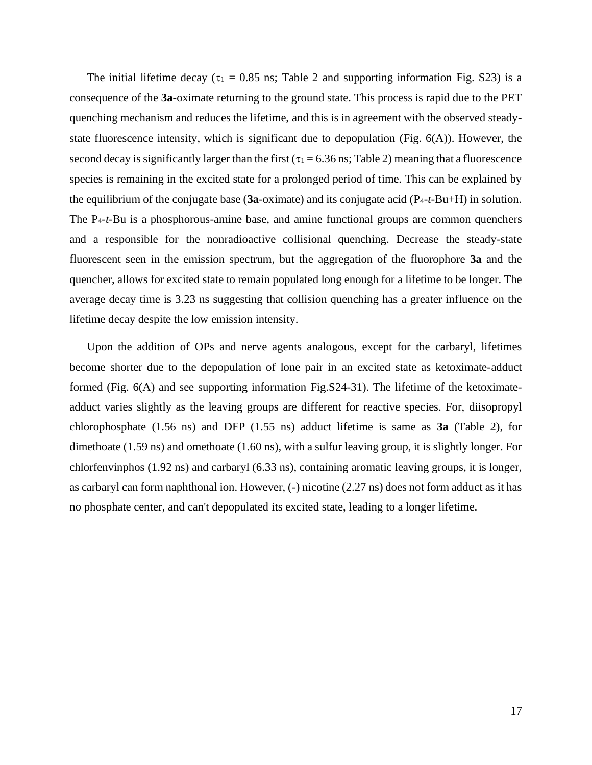The initial lifetime decay ($\tau_1 = 0.85$ ns; Table 2 and supporting information Fig. S23) is a consequence of the **3a**-oximate returning to the ground state. This process is rapid due to the PET quenching mechanism and reduces the lifetime, and this is in agreement with the observed steady-state fluorescence intensity, which is significant due to depopulation (Fig. 6(A)). However, the second decay is significantly larger than the first ($\tau_1 = 6.36$ ns; Table 2) meaning that a fluorescence species is remaining in the excited state for a prolonged period of time. This can be explained by the equilibrium of the conjugate base (**3a**-oximate) and its conjugate acid ($P_4$-*t*-Bu+H) in solution. The $P_4$-*t*-Bu is a phosphorous-amine base, and amine functional groups are common quenchers and a responsible for the nonradioactive collisional quenching. Decrease the steady-state fluorescent seen in the emission spectrum, but the aggregation of the fluorophore **3a** and the quencher, allows for excited state to remain populated long enough for a lifetime to be longer. The average decay time is 3.23 ns suggesting that collision quenching has a greater influence on the lifetime decay despite the low emission intensity.

Upon the addition of OPs and nerve agents analogous, except for the carbaryl, lifetimes become shorter due to the depopulation of lone pair in an excited state as ketoximate-adduct formed (Fig. 6(A) and see supporting information Fig.S24-31). The lifetime of the ketoximate-adduct varies slightly as the leaving groups are different for reactive species. For, diisopropyl chlorophosphate (1.56 ns) and DFP (1.55 ns) adduct lifetime is same as **3a** (Table 2), for dimethoate (1.59 ns) and omethoate (1.60 ns), with a sulfur leaving group, it is slightly longer. For chlorfenvinphos (1.92 ns) and carbaryl (6.33 ns), containing aromatic leaving groups, it is longer, as carbaryl can form naphthonal ion. However, (-) nicotine (2.27 ns) does not form adduct as it has no phosphate center, and can't depopulated its excited state, leading to a longer lifetime.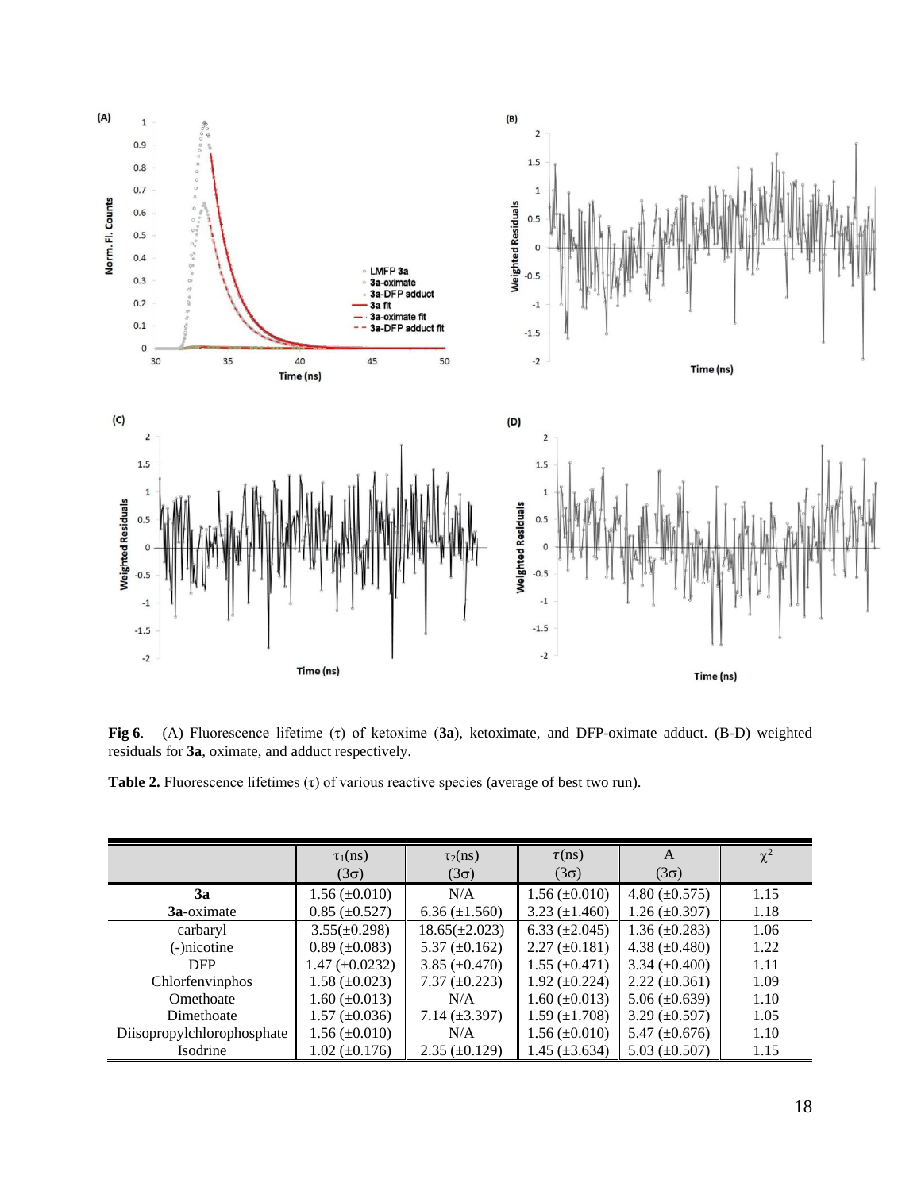**Fig 6**. (A) Fluorescence lifetime (τ) of ketoxime (**3a**), ketoximate, and DFP-oximate adduct. (B-D) weighted residuals for **3a**, oximate, and adduct respectively.

**Table 2.** Fluorescence lifetimes (τ) of various reactive species (average of best two run).

| | $\tau_1$(ns) (3σ) | $\tau_2$(ns) (3σ) | $\bar{\tau}$(ns) (3σ) | A (3σ) | $\chi^2$ |
|---|---|---|---|---|---|
| **3a** | 1.56 (±0.010) | N/A | 1.56 (±0.010) | 4.80 (±0.575) | 1.15 |
| **3a**-oximate | 0.85 (±0.527) | 6.36 (±1.560) | 3.23 (±1.460) | 1.26 (±0.397) | 1.18 |
| carbaryl | 3.55(±0.298) | 18.65(±2.023) | 6.33 (±2.045) | 1.36 (±0.283) | 1.06 |
| (-)nicotine | 0.89 (±0.083) | 5.37 (±0.162) | 2.27 (±0.181) | 4.38 (±0.480) | 1.22 |
| DFP | 1.47 (±0.0232) | 3.85 (±0.470) | 1.55 (±0.471) | 3.34 (±0.400) | 1.11 |
| Chlorfenvinphos | 1.58 (±0.023) | 7.37 (±0.223) | 1.92 (±0.224) | 2.22 (±0.361) | 1.09 |
| Omethoate | 1.60 (±0.013) | N/A | 1.60 (±0.013) | 5.06 (±0.639) | 1.10 |
| Dimethoate | 1.57 (±0.036) | 7.14 (±3.397) | 1.59 (±1.708) | 3.29 (±0.597) | 1.05 |
| Diisopropylchlorophosphate | 1.56 (±0.010) | N/A | 1.56 (±0.010) | 5.47 (±0.676) | 1.10 |
| Isodrine | 1.02 (±0.176) | 2.35 (±0.129) | 1.45 (±3.634) | 5.03 (±0.507) | 1.15 |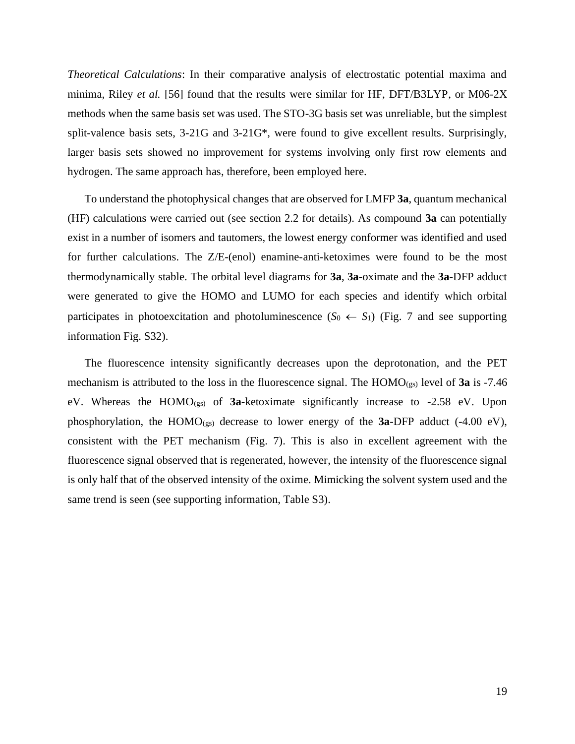*Theoretical Calculations*: In their comparative analysis of electrostatic potential maxima and minima, Riley *et al.* [56] found that the results were similar for HF, DFT/B3LYP, or M06-2X methods when the same basis set was used. The STO-3G basis set was unreliable, but the simplest split-valence basis sets, 3-21G and 3-21G*, were found to give excellent results. Surprisingly, larger basis sets showed no improvement for systems involving only first row elements and hydrogen. The same approach has, therefore, been employed here.

To understand the photophysical changes that are observed for LMFP **3a**, quantum mechanical (HF) calculations were carried out (see section 2.2 for details). As compound **3a** can potentially exist in a number of isomers and tautomers, the lowest energy conformer was identified and used for further calculations. The Z/E-(enol) enamine-anti-ketoximes were found to be the most thermodynamically stable. The orbital level diagrams for **3a**, **3a**-oximate and the **3a**-DFP adduct were generated to give the HOMO and LUMO for each species and identify which orbital participates in photoexcitation and photoluminescence ($S_0 \leftarrow S_1$) (Fig. 7 and see supporting information Fig. S32).

The fluorescence intensity significantly decreases upon the deprotonation, and the PET mechanism is attributed to the loss in the fluorescence signal. The $HOMO_{(gs)}$ level of **3a** is -7.46 eV. Whereas the $HOMO_{(gs)}$ of **3a**-ketoximate significantly increase to -2.58 eV. Upon phosphorylation, the $HOMO_{(gs)}$ decrease to lower energy of the **3a**-DFP adduct (-4.00 eV), consistent with the PET mechanism (Fig. 7). This is also in excellent agreement with the fluorescence signal observed that is regenerated, however, the intensity of the fluorescence signal is only half that of the observed intensity of the oxime. Mimicking the solvent system used and the same trend is seen (see supporting information, Table S3).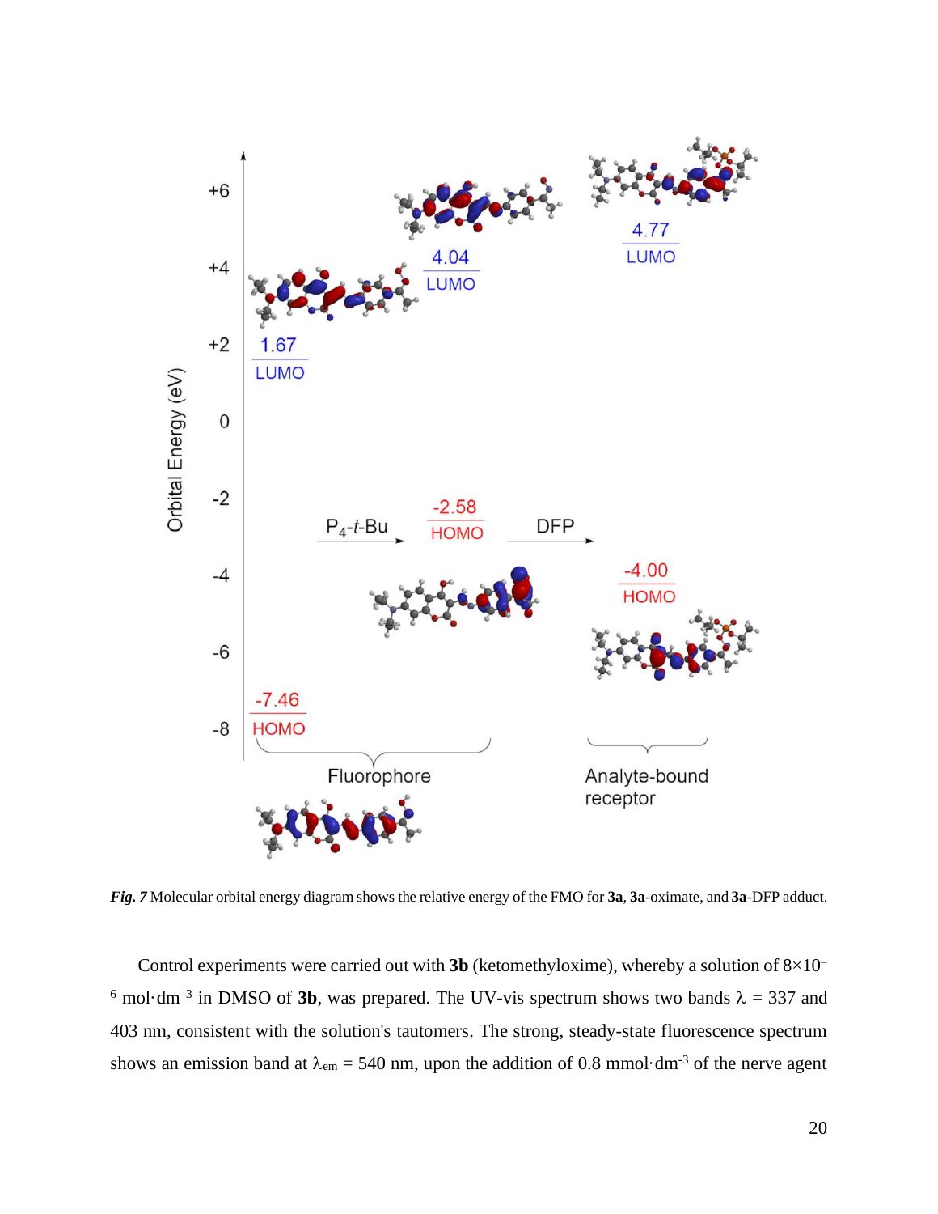***Fig. 7*** Molecular orbital energy diagram shows the relative energy of the FMO for **3a**, **3a**-oximate, and **3a**-DFP adduct.

Control experiments were carried out with **3b** (ketomethyloxime), whereby a solution of $8\times10^{-6}$ mol·dm$^{-3}$ in DMSO of **3b**, was prepared. The UV-vis spectrum shows two bands $\lambda$ = 337 and 403 nm, consistent with the solution's tautomers. The strong, steady-state fluorescence spectrum shows an emission band at $\lambda_{em}$ = 540 nm, upon the addition of 0.8 mmol·dm$^{-3}$ of the nerve agent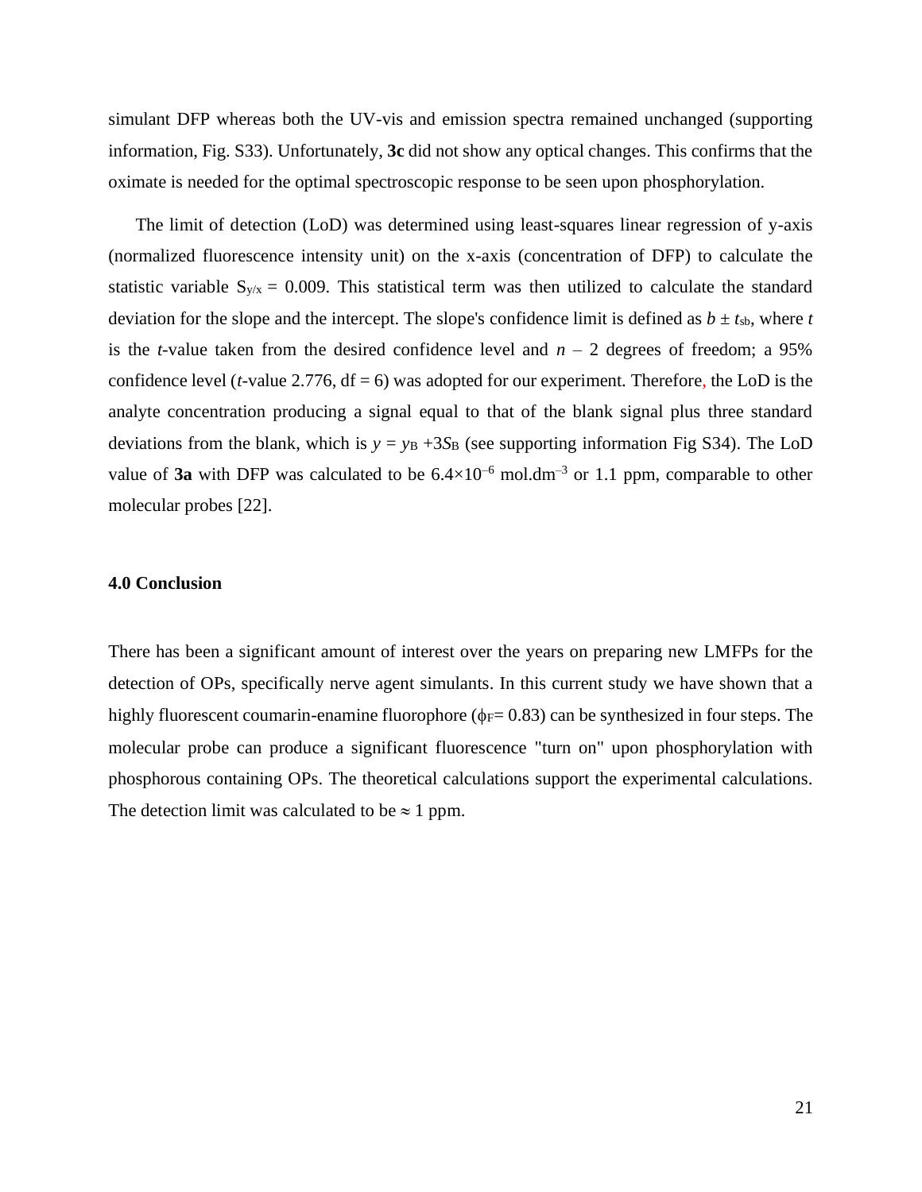simulant DFP whereas both the UV-vis and emission spectra remained unchanged (supporting information, Fig. S33). Unfortunately, **3c** did not show any optical changes. This confirms that the oximate is needed for the optimal spectroscopic response to be seen upon phosphorylation.

The limit of detection (LoD) was determined using least-squares linear regression of y-axis (normalized fluorescence intensity unit) on the x-axis (concentration of DFP) to calculate the statistic variable $S_{y/x} = 0.009$. This statistical term was then utilized to calculate the standard deviation for the slope and the intercept. The slope's confidence limit is defined as $b \pm t s_b$, where $t$ is the $t$-value taken from the desired confidence level and $n - 2$ degrees of freedom; a 95% confidence level ($t$-value 2.776, df = 6) was adopted for our experiment. Therefore, the LoD is the analyte concentration producing a signal equal to that of the blank signal plus three standard deviations from the blank, which is $y = y_B + 3S_B$ (see supporting information Fig S34). The LoD value of **3a** with DFP was calculated to be $6.4 \times 10^{-6}$ mol.dm$^{-3}$ or 1.1 ppm, comparable to other molecular probes [22].

## 4.0 Conclusion

There has been a significant amount of interest over the years on preparing new LMFPs for the detection of OPs, specifically nerve agent simulants. In this current study we have shown that a highly fluorescent coumarin-enamine fluorophore ($\phi_F = 0.83$) can be synthesized in four steps. The molecular probe can produce a significant fluorescence "turn on" upon phosphorylation with phosphorous containing OPs. The theoretical calculations support the experimental calculations. The detection limit was calculated to be $\approx$ 1 ppm.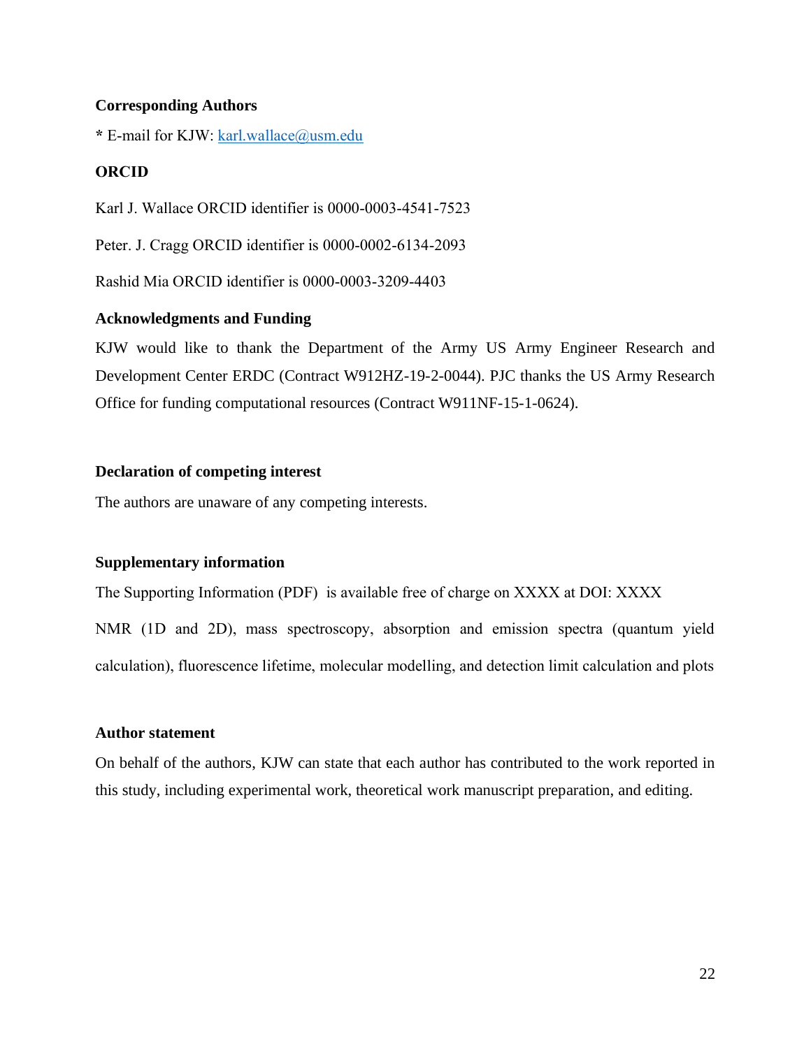### Corresponding Authors

* E-mail for KJW: karl.wallace@usm.edu

### ORCID

Karl J. Wallace ORCID identifier is 0000-0003-4541-7523

Peter. J. Cragg ORCID identifier is 0000-0002-6134-2093

Rashid Mia ORCID identifier is 0000-0003-3209-4403

### Acknowledgments and Funding

KJW would like to thank the Department of the Army US Army Engineer Research and Development Center ERDC (Contract W912HZ-19-2-0044). PJC thanks the US Army Research Office for funding computational resources (Contract W911NF-15-1-0624).

### Declaration of competing interest

The authors are unaware of any competing interests.

### Supplementary information

The Supporting Information (PDF) is available free of charge on XXXX at DOI: XXXX

NMR (1D and 2D), mass spectroscopy, absorption and emission spectra (quantum yield calculation), fluorescence lifetime, molecular modelling, and detection limit calculation and plots

### Author statement

On behalf of the authors, KJW can state that each author has contributed to the work reported in this study, including experimental work, theoretical work manuscript preparation, and editing.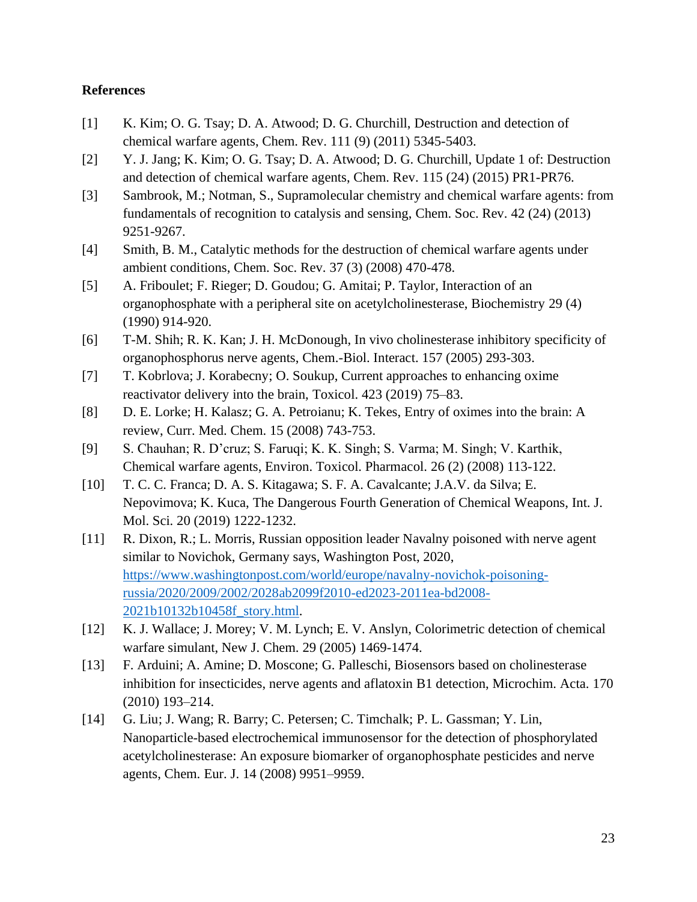**References**

[1] K. Kim; O. G. Tsay; D. A. Atwood; D. G. Churchill, Destruction and detection of chemical warfare agents, Chem. Rev. 111 (9) (2011) 5345-5403.

[2] Y. J. Jang; K. Kim; O. G. Tsay; D. A. Atwood; D. G. Churchill, Update 1 of: Destruction and detection of chemical warfare agents, Chem. Rev. 115 (24) (2015) PR1-PR76.

[3] Sambrook, M.; Notman, S., Supramolecular chemistry and chemical warfare agents: from fundamentals of recognition to catalysis and sensing, Chem. Soc. Rev. 42 (24) (2013) 9251-9267.

[4] Smith, B. M., Catalytic methods for the destruction of chemical warfare agents under ambient conditions, Chem. Soc. Rev. 37 (3) (2008) 470-478.

[5] A. Friboulet; F. Rieger; D. Goudou; G. Amitai; P. Taylor, Interaction of an organophosphate with a peripheral site on acetylcholinesterase, Biochemistry 29 (4) (1990) 914-920.

[6] T-M. Shih; R. K. Kan; J. H. McDonough, In vivo cholinesterase inhibitory specificity of organophosphorus nerve agents, Chem.-Biol. Interact. 157 (2005) 293-303.

[7] T. Kobrlova; J. Korabecny; O. Soukup, Current approaches to enhancing oxime reactivator delivery into the brain, Toxicol. 423 (2019) 75–83.

[8] D. E. Lorke; H. Kalasz; G. A. Petroianu; K. Tekes, Entry of oximes into the brain: A review, Curr. Med. Chem. 15 (2008) 743-753.

[9] S. Chauhan; R. D'cruz; S. Faruqi; K. K. Singh; S. Varma; M. Singh; V. Karthik, Chemical warfare agents, Environ. Toxicol. Pharmacol. 26 (2) (2008) 113-122.

[10] T. C. C. Franca; D. A. S. Kitagawa; S. F. A. Cavalcante; J.A.V. da Silva; E. Nepovimova; K. Kuca, The Dangerous Fourth Generation of Chemical Weapons, Int. J. Mol. Sci. 20 (2019) 1222-1232.

[11] R. Dixon, R.; L. Morris, Russian opposition leader Navalny poisoned with nerve agent similar to Novichok, Germany says, Washington Post, 2020, https://www.washingtonpost.com/world/europe/navalny-novichok-poisoning-russia/2020/2009/2002/2028ab2099f2010-ed2023-2011ea-bd2008-2021b10132b10458f_story.html.

[12] K. J. Wallace; J. Morey; V. M. Lynch; E. V. Anslyn, Colorimetric detection of chemical warfare simulant, New J. Chem. 29 (2005) 1469-1474.

[13] F. Arduini; A. Amine; D. Moscone; G. Palleschi, Biosensors based on cholinesterase inhibition for insecticides, nerve agents and aflatoxin B1 detection, Microchim. Acta. 170 (2010) 193–214.

[14] G. Liu; J. Wang; R. Barry; C. Petersen; C. Timchalk; P. L. Gassman; Y. Lin, Nanoparticle-based electrochemical immunosensor for the detection of phosphorylated acetylcholinesterase: An exposure biomarker of organophosphate pesticides and nerve agents, Chem. Eur. J. 14 (2008) 9951–9959.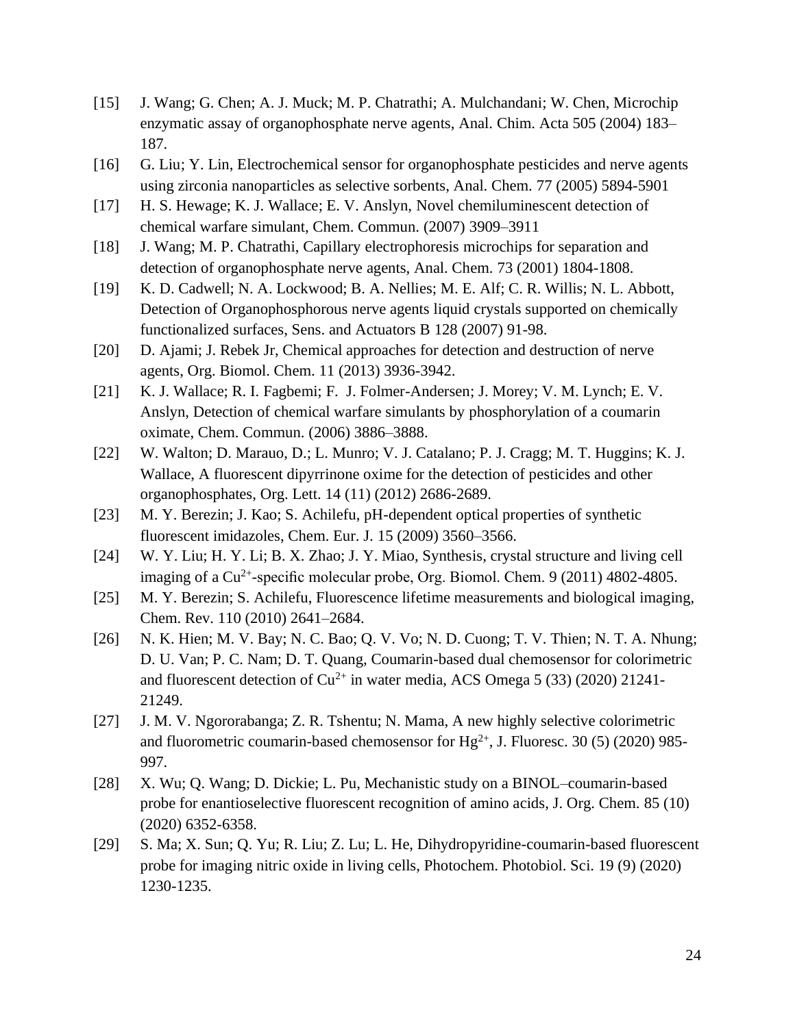[15] J. Wang; G. Chen; A. J. Muck; M. P. Chatrathi; A. Mulchandani; W. Chen, Microchip enzymatic assay of organophosphate nerve agents, Anal. Chim. Acta 505 (2004) 183–187.

[16] G. Liu; Y. Lin, Electrochemical sensor for organophosphate pesticides and nerve agents using zirconia nanoparticles as selective sorbents, Anal. Chem. 77 (2005) 5894-5901

[17] H. S. Hewage; K. J. Wallace; E. V. Anslyn, Novel chemiluminescent detection of chemical warfare simulant, Chem. Commun. (2007) 3909–3911

[18] J. Wang; M. P. Chatrathi, Capillary electrophoresis microchips for separation and detection of organophosphate nerve agents, Anal. Chem. 73 (2001) 1804-1808.

[19] K. D. Cadwell; N. A. Lockwood; B. A. Nellies; M. E. Alf; C. R. Willis; N. L. Abbott, Detection of Organophosphorous nerve agents liquid crystals supported on chemically functionalized surfaces, Sens. and Actuators B 128 (2007) 91-98.

[20] D. Ajami; J. Rebek Jr, Chemical approaches for detection and destruction of nerve agents, Org. Biomol. Chem. 11 (2013) 3936-3942.

[21] K. J. Wallace; R. I. Fagbemi; F. J. Folmer-Andersen; J. Morey; V. M. Lynch; E. V. Anslyn, Detection of chemical warfare simulants by phosphorylation of a coumarin oximate, Chem. Commun. (2006) 3886–3888.

[22] W. Walton; D. Marauo, D.; L. Munro; V. J. Catalano; P. J. Cragg; M. T. Huggins; K. J. Wallace, A fluorescent dipyrrinone oxime for the detection of pesticides and other organophosphates, Org. Lett. 14 (11) (2012) 2686-2689.

[23] M. Y. Berezin; J. Kao; S. Achilefu, pH-dependent optical properties of synthetic fluorescent imidazoles, Chem. Eur. J. 15 (2009) 3560–3566.

[24] W. Y. Liu; H. Y. Li; B. X. Zhao; J. Y. Miao, Synthesis, crystal structure and living cell imaging of a $Cu^{2+}$-specific molecular probe, Org. Biomol. Chem. 9 (2011) 4802-4805.

[25] M. Y. Berezin; S. Achilefu, Fluorescence lifetime measurements and biological imaging, Chem. Rev. 110 (2010) 2641–2684.

[26] N. K. Hien; M. V. Bay; N. C. Bao; Q. V. Vo; N. D. Cuong; T. V. Thien; N. T. A. Nhung; D. U. Van; P. C. Nam; D. T. Quang, Coumarin-based dual chemosensor for colorimetric and fluorescent detection of $Cu^{2+}$ in water media, ACS Omega 5 (33) (2020) 21241-21249.

[27] J. M. V. Ngororabanga; Z. R. Tshentu; N. Mama, A new highly selective colorimetric and fluorometric coumarin-based chemosensor for $Hg^{2+}$, J. Fluoresc. 30 (5) (2020) 985-997.

[28] X. Wu; Q. Wang; D. Dickie; L. Pu, Mechanistic study on a BINOL–coumarin-based probe for enantioselective fluorescent recognition of amino acids, J. Org. Chem. 85 (10) (2020) 6352-6358.

[29] S. Ma; X. Sun; Q. Yu; R. Liu; Z. Lu; L. He, Dihydropyridine-coumarin-based fluorescent probe for imaging nitric oxide in living cells, Photochem. Photobiol. Sci. 19 (9) (2020) 1230-1235.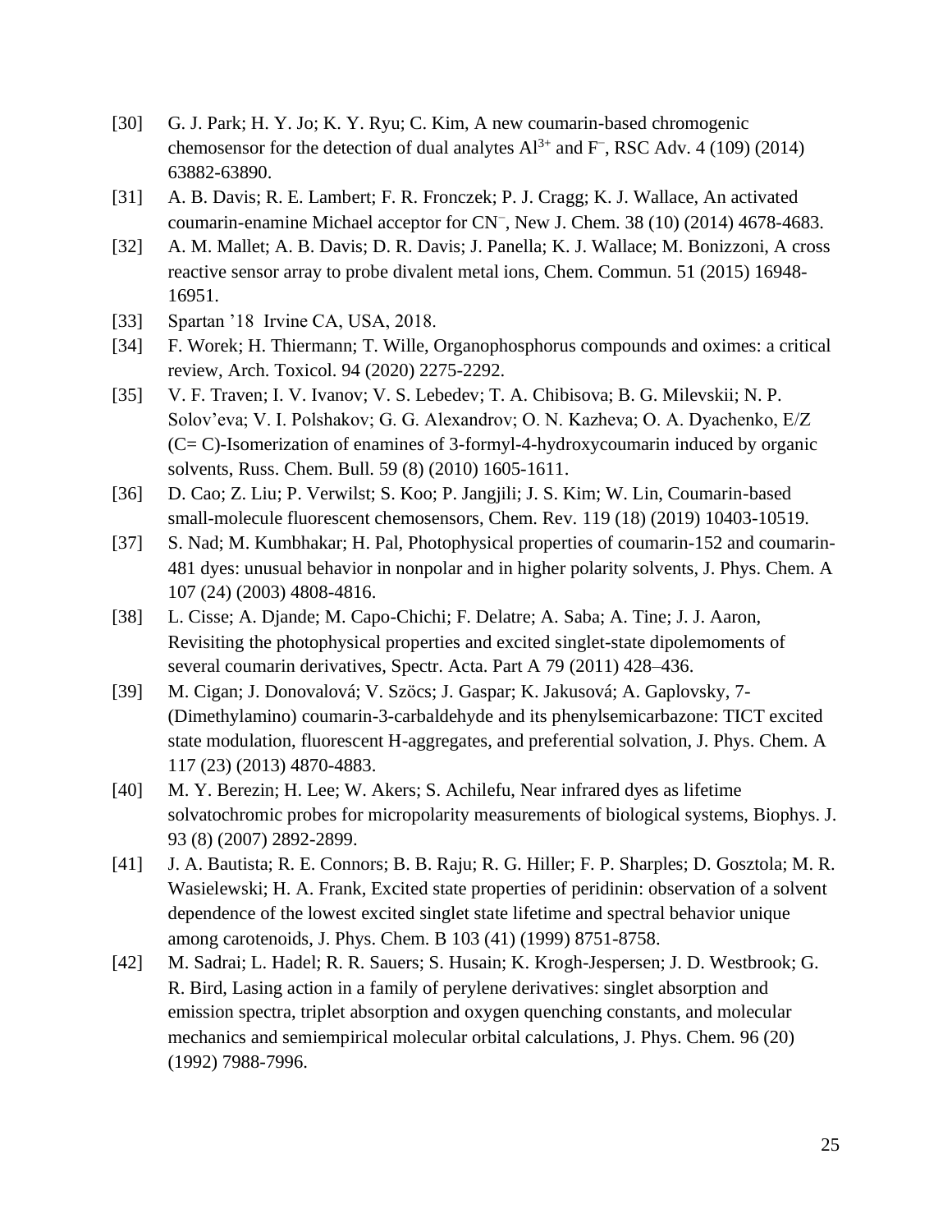[30] G. J. Park; H. Y. Jo; K. Y. Ryu; C. Kim, A new coumarin-based chromogenic chemosensor for the detection of dual analytes $Al^{3+}$ and $F^{-}$, RSC Adv. 4 (109) (2014) 63882-63890.

[31] A. B. Davis; R. E. Lambert; F. R. Fronczek; P. J. Cragg; K. J. Wallace, An activated coumarin-enamine Michael acceptor for $CN^{-}$, New J. Chem. 38 (10) (2014) 4678-4683.

[32] A. M. Mallet; A. B. Davis; D. R. Davis; J. Panella; K. J. Wallace; M. Bonizzoni, A cross reactive sensor array to probe divalent metal ions, Chem. Commun. 51 (2015) 16948-16951.

[33] Spartan '18 Irvine CA, USA, 2018.

[34] F. Worek; H. Thiermann; T. Wille, Organophosphorus compounds and oximes: a critical review, Arch. Toxicol. 94 (2020) 2275-2292.

[35] V. F. Traven; I. V. Ivanov; V. S. Lebedev; T. A. Chibisova; B. G. Milevskii; N. P. Solov'eva; V. I. Polshakov; G. G. Alexandrov; O. N. Kazheva; O. A. Dyachenko, E/Z (C= C)-Isomerization of enamines of 3-formyl-4-hydroxycoumarin induced by organic solvents, Russ. Chem. Bull. 59 (8) (2010) 1605-1611.

[36] D. Cao; Z. Liu; P. Verwilst; S. Koo; P. Jangjili; J. S. Kim; W. Lin, Coumarin-based small-molecule fluorescent chemosensors, Chem. Rev. 119 (18) (2019) 10403-10519.

[37] S. Nad; M. Kumbhakar; H. Pal, Photophysical properties of coumarin-152 and coumarin-481 dyes: unusual behavior in nonpolar and in higher polarity solvents, J. Phys. Chem. A 107 (24) (2003) 4808-4816.

[38] L. Cisse; A. Djande; M. Capo-Chichi; F. Delatre; A. Saba; A. Tine; J. J. Aaron, Revisiting the photophysical properties and excited singlet-state dipolemoments of several coumarin derivatives, Spectr. Acta. Part A 79 (2011) 428–436.

[39] M. Cigan; J. Donovalová; V. Szöcs; J. Gaspar; K. Jakusová; A. Gaplovsky, 7-(Dimethylamino) coumarin-3-carbaldehyde and its phenylsemicarbazone: TICT excited state modulation, fluorescent H-aggregates, and preferential solvation, J. Phys. Chem. A 117 (23) (2013) 4870-4883.

[40] M. Y. Berezin; H. Lee; W. Akers; S. Achilefu, Near infrared dyes as lifetime solvatochromic probes for micropolarity measurements of biological systems, Biophys. J. 93 (8) (2007) 2892-2899.

[41] J. A. Bautista; R. E. Connors; B. B. Raju; R. G. Hiller; F. P. Sharples; D. Gosztola; M. R. Wasielewski; H. A. Frank, Excited state properties of peridinin: observation of a solvent dependence of the lowest excited singlet state lifetime and spectral behavior unique among carotenoids, J. Phys. Chem. B 103 (41) (1999) 8751-8758.

[42] M. Sadrai; L. Hadel; R. R. Sauers; S. Husain; K. Krogh-Jespersen; J. D. Westbrook; G. R. Bird, Lasing action in a family of perylene derivatives: singlet absorption and emission spectra, triplet absorption and oxygen quenching constants, and molecular mechanics and semiempirical molecular orbital calculations, J. Phys. Chem. 96 (20) (1992) 7988-7996.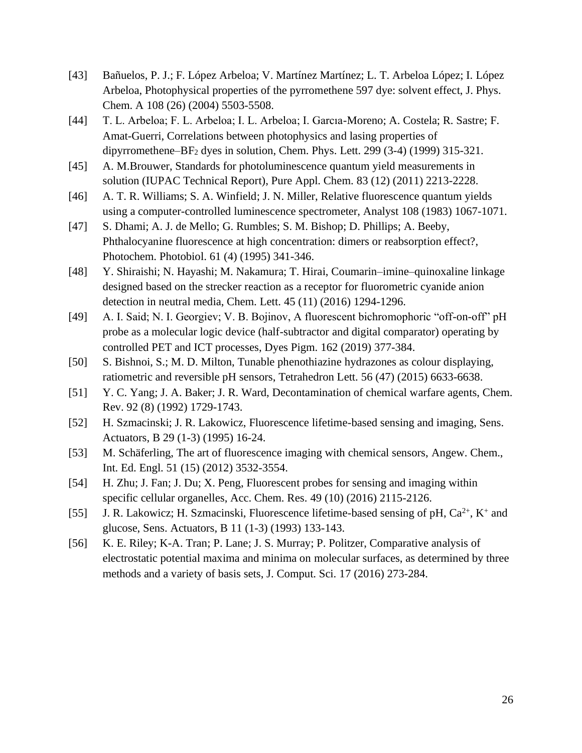[43] Bañuelos, P. J.; F. López Arbeloa; V. Martínez Martínez; L. T. Arbeloa López; I. López Arbeloa, Photophysical properties of the pyrromethene 597 dye: solvent effect, J. Phys. Chem. A 108 (26) (2004) 5503-5508.

[44] T. L. Arbeloa; F. L. Arbeloa; I. L. Arbeloa; I. Garcıa-Moreno; A. Costela; R. Sastre; F. Amat-Guerri, Correlations between photophysics and lasing properties of dipyrromethene–$BF_2$ dyes in solution, Chem. Phys. Lett. 299 (3-4) (1999) 315-321.

[45] A. M.Brouwer, Standards for photoluminescence quantum yield measurements in solution (IUPAC Technical Report), Pure Appl. Chem. 83 (12) (2011) 2213-2228.

[46] A. T. R. Williams; S. A. Winfield; J. N. Miller, Relative fluorescence quantum yields using a computer-controlled luminescence spectrometer, Analyst 108 (1983) 1067-1071.

[47] S. Dhami; A. J. de Mello; G. Rumbles; S. M. Bishop; D. Phillips; A. Beeby, Phthalocyanine fluorescence at high concentration: dimers or reabsorption effect?, Photochem. Photobiol. 61 (4) (1995) 341-346.

[48] Y. Shiraishi; N. Hayashi; M. Nakamura; T. Hirai, Coumarin–imine–quinoxaline linkage designed based on the strecker reaction as a receptor for fluorometric cyanide anion detection in neutral media, Chem. Lett. 45 (11) (2016) 1294-1296.

[49] A. I. Said; N. I. Georgiev; V. B. Bojinov, A fluorescent bichromophoric "off-on-off" pH probe as a molecular logic device (half-subtractor and digital comparator) operating by controlled PET and ICT processes, Dyes Pigm. 162 (2019) 377-384.

[50] S. Bishnoi, S.; M. D. Milton, Tunable phenothiazine hydrazones as colour displaying, ratiometric and reversible pH sensors, Tetrahedron Lett. 56 (47) (2015) 6633-6638.

[51] Y. C. Yang; J. A. Baker; J. R. Ward, Decontamination of chemical warfare agents, Chem. Rev. 92 (8) (1992) 1729-1743.

[52] H. Szmacinski; J. R. Lakowicz, Fluorescence lifetime-based sensing and imaging, Sens. Actuators, B 29 (1-3) (1995) 16-24.

[53] M. Schäferling, The art of fluorescence imaging with chemical sensors, Angew. Chem., Int. Ed. Engl. 51 (15) (2012) 3532-3554.

[54] H. Zhu; J. Fan; J. Du; X. Peng, Fluorescent probes for sensing and imaging within specific cellular organelles, Acc. Chem. Res. 49 (10) (2016) 2115-2126.

[55] J. R. Lakowicz; H. Szmacinski, Fluorescence lifetime-based sensing of pH, $Ca^{2+}$, $K^{+}$ and glucose, Sens. Actuators, B 11 (1-3) (1993) 133-143.

[56] K. E. Riley; K-A. Tran; P. Lane; J. S. Murray; P. Politzer, Comparative analysis of electrostatic potential maxima and minima on molecular surfaces, as determined by three methods and a variety of basis sets, J. Comput. Sci. 17 (2016) 273-284.